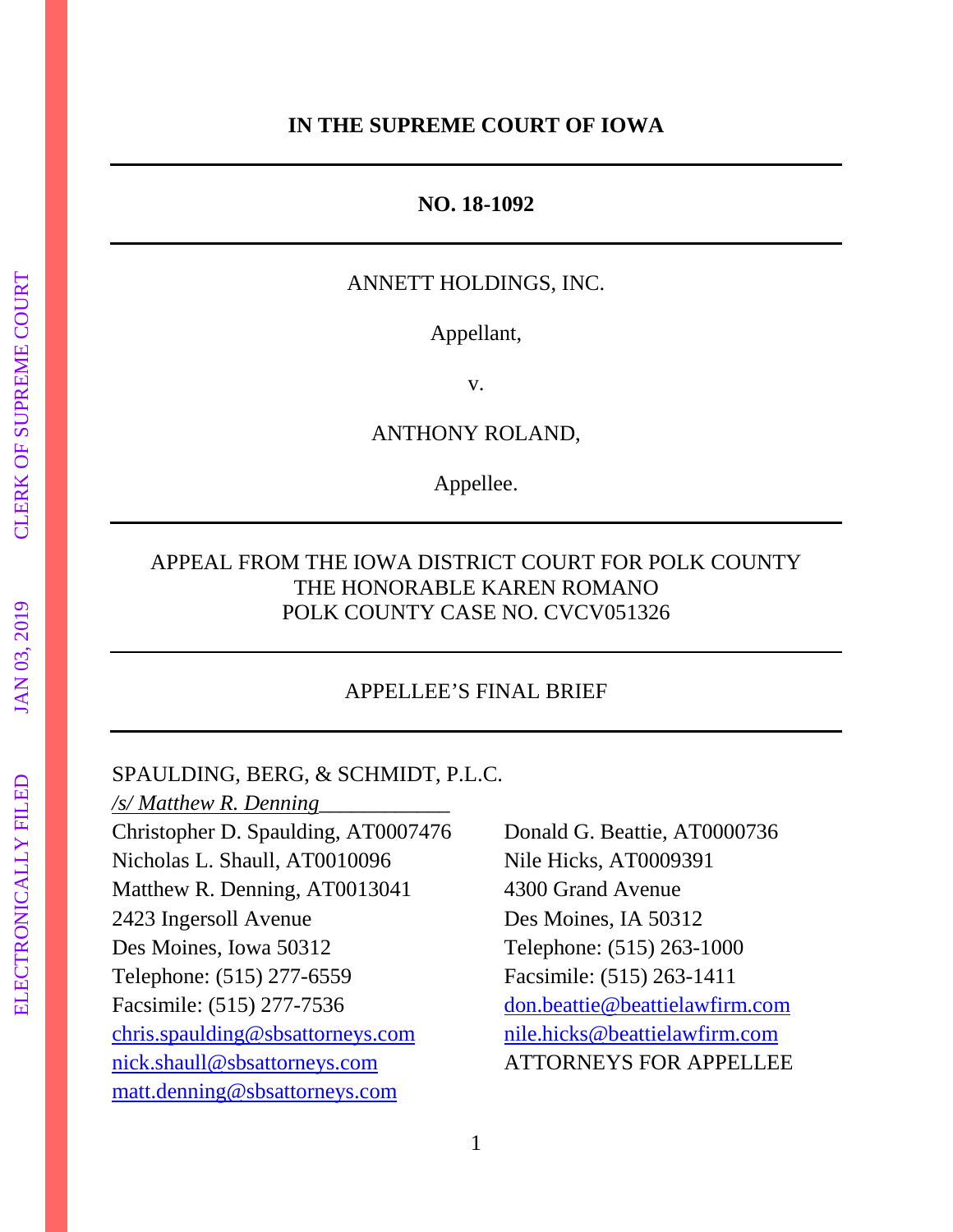**IN THE SUPREME COURT OF IOWA**

---

**NO. 18-1092**

---

ANNETT HOLDINGS, INC.

Appellant,

v.

ANTHONY ROLAND,

Appellee.

---

APPEAL FROM THE IOWA DISTRICT COURT FOR POLK COUNTY
THE HONORABLE KAREN ROMANO
POLK COUNTY CASE NO. CVCV051326

---

APPELLEE'S FINAL BRIEF

---

SPAULDING, BERG, & SCHMIDT, P.L.C.
*/s/ Matthew R. Denning*____________
Christopher D. Spaulding, AT0007476
Nicholas L. Shaull, AT0010096
Matthew R. Denning, AT0013041
2423 Ingersoll Avenue
Des Moines, Iowa 50312
Telephone: (515) 277-6559
Facsimile: (515) 277-7536
chris.spaulding@sbsattorneys.com
nick.shaull@sbsattorneys.com
matt.denning@sbsattorneys.com

Donald G. Beattie, AT0000736
Nile Hicks, AT0009391
4300 Grand Avenue
Des Moines, IA 50312
Telephone: (515) 263-1000
Facsimile: (515) 263-1411
don.beattie@beattielawfirm.com
nile.hicks@beattielawfirm.com
ATTORNEYS FOR APPELLEE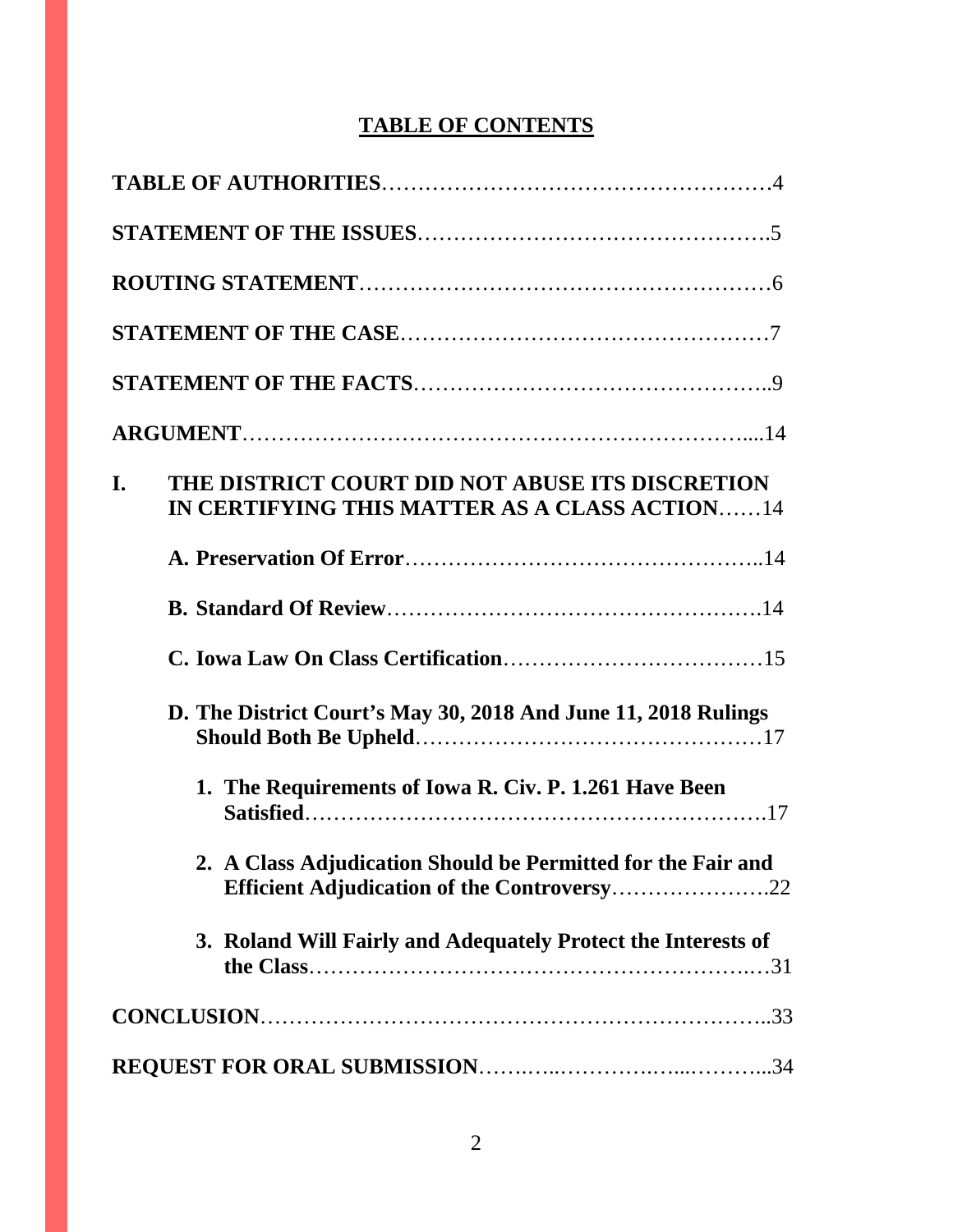## TABLE OF CONTENTS

**TABLE OF AUTHORITIES**……………………………………………4

**STATEMENT OF THE ISSUES**……………………………………….5

**ROUTING STATEMENT**………………………………………………6

**STATEMENT OF THE CASE**…………………………………………7

**STATEMENT OF THE FACTS**………………………………………..9

**ARGUMENT**…………………………………………………………....14

**I. THE DISTRICT COURT DID NOT ABUSE ITS DISCRETION IN CERTIFYING THIS MATTER AS A CLASS ACTION**……14

**A. Preservation Of Error**………………………………………..14

**B. Standard Of Review**………………………………………….14

**C. Iowa Law On Class Certification**……………………………15

**D. The District Court's May 30, 2018 And June 11, 2018 Rulings Should Both Be Upheld**………………………………………17

**1. The Requirements of Iowa R. Civ. P. 1.261 Have Been Satisfied**……………………………………………………….17

**2. A Class Adjudication Should be Permitted for the Fair and Efficient Adjudication of the Controversy**………………….22

**3. Roland Will Fairly and Adequately Protect the Interests of the Class**………………………………………………….…31

**CONCLUSION**…………………………………………………………..33

**REQUEST FOR ORAL SUBMISSION**…….…...…………….…...………...34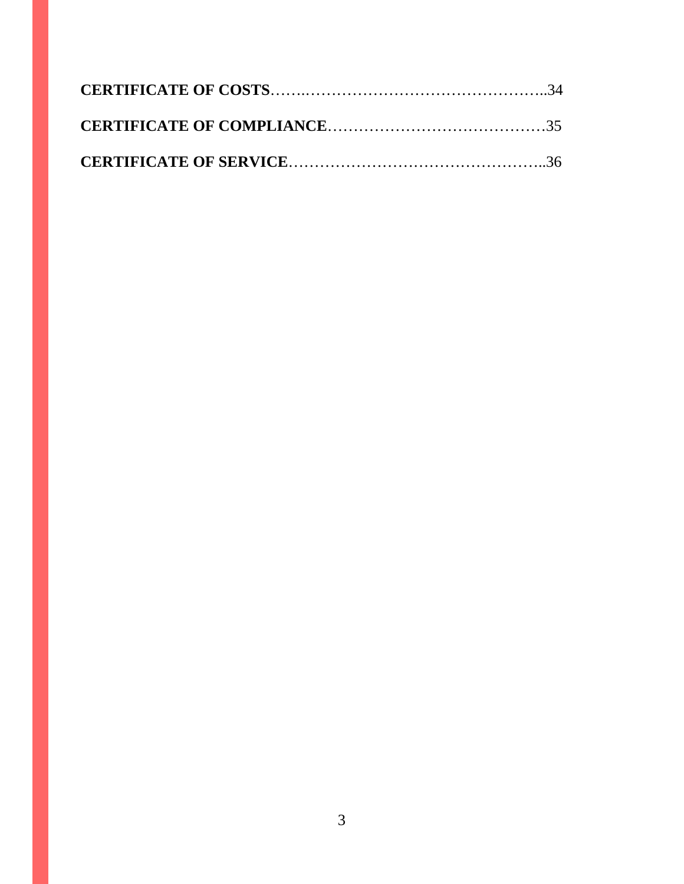**CERTIFICATE OF COSTS**…….………………………………………..34

**CERTIFICATE OF COMPLIANCE**……………………………………35

**CERTIFICATE OF SERVICE**…………………………………………..36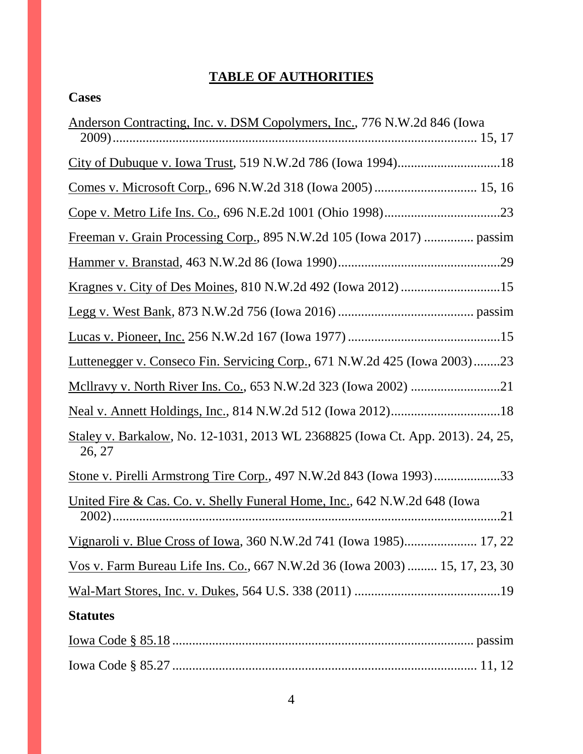# TABLE OF AUTHORITIES

**Cases**

Anderson Contracting, Inc. v. DSM Copolymers, Inc., 776 N.W.2d 846 (Iowa 2009) ........................................ 15, 17

City of Dubuque v. Iowa Trust, 519 N.W.2d 786 (Iowa 1994) ........................................ 18

Comes v. Microsoft Corp., 696 N.W.2d 318 (Iowa 2005) ........................................ 15, 16

Cope v. Metro Life Ins. Co., 696 N.E.2d 1001 (Ohio 1998) ........................................ 23

Freeman v. Grain Processing Corp., 895 N.W.2d 105 (Iowa 2017) ........................................ passim

Hammer v. Branstad, 463 N.W.2d 86 (Iowa 1990) ........................................ 29

Kragnes v. City of Des Moines, 810 N.W.2d 492 (Iowa 2012) ........................................ 15

Legg v. West Bank, 873 N.W.2d 756 (Iowa 2016) ........................................ passim

Lucas v. Pioneer, Inc. 256 N.W.2d 167 (Iowa 1977) ........................................ 15

Luttenegger v. Conseco Fin. Servicing Corp., 671 N.W.2d 425 (Iowa 2003) ........................................ 23

Mcllravy v. North River Ins. Co., 653 N.W.2d 323 (Iowa 2002) ........................................ 21

Neal v. Annett Holdings, Inc., 814 N.W.2d 512 (Iowa 2012) ........................................ 18

Staley v. Barkalow, No. 12-1031, 2013 WL 2368825 (Iowa Ct. App. 2013). 24, 25, 26, 27

Stone v. Pirelli Armstrong Tire Corp., 497 N.W.2d 843 (Iowa 1993) ........................................ 33

United Fire & Cas. Co. v. Shelly Funeral Home, Inc., 642 N.W.2d 648 (Iowa 2002) ........................................ 21

Vignaroli v. Blue Cross of Iowa, 360 N.W.2d 741 (Iowa 1985) ........................................ 17, 22

Vos v. Farm Bureau Life Ins. Co., 667 N.W.2d 36 (Iowa 2003) ......... 15, 17, 23, 30

Wal-Mart Stores, Inc. v. Dukes, 564 U.S. 338 (2011) ........................................ 19

**Statutes**

Iowa Code § 85.18 ........................................ passim

Iowa Code § 85.27 ........................................ 11, 12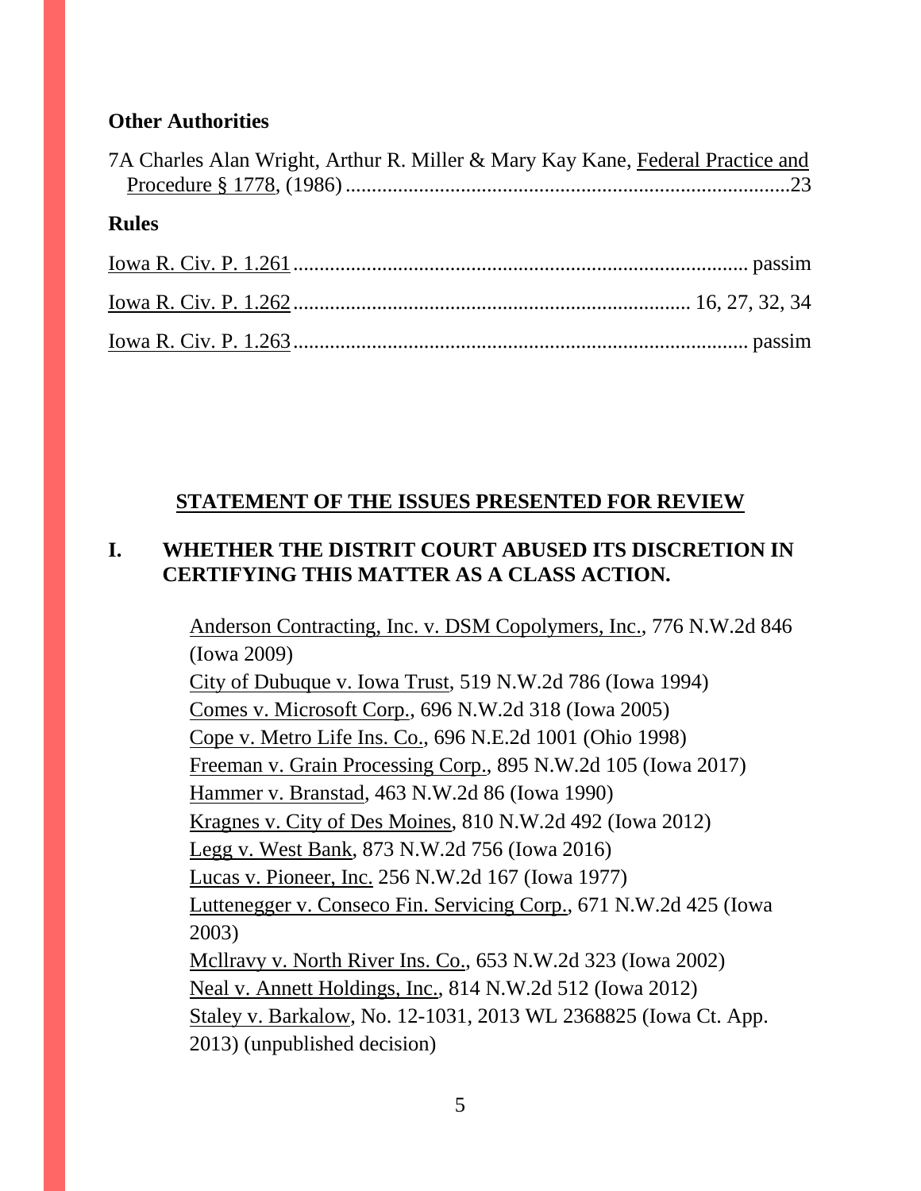**Other Authorities**

7A Charles Alan Wright, Arthur R. Miller & Mary Kay Kane, Federal Practice and Procedure § 1778, (1986) ........................................................................23

**Rules**

Iowa R. Civ. P. 1.261 ........................................................................ passim

Iowa R. Civ. P. 1.262 ........................................................................ 16, 27, 32, 34

Iowa R. Civ. P. 1.263 ........................................................................ passim

## STATEMENT OF THE ISSUES PRESENTED FOR REVIEW

### I. WHETHER THE DISTRICT COURT ABUSED ITS DISCRETION IN CERTIFYING THIS MATTER AS A CLASS ACTION.

Anderson Contracting, Inc. v. DSM Copolymers, Inc., 776 N.W.2d 846 (Iowa 2009)
City of Dubuque v. Iowa Trust, 519 N.W.2d 786 (Iowa 1994)
Comes v. Microsoft Corp., 696 N.W.2d 318 (Iowa 2005)
Cope v. Metro Life Ins. Co., 696 N.E.2d 1001 (Ohio 1998)
Freeman v. Grain Processing Corp., 895 N.W.2d 105 (Iowa 2017)
Hammer v. Branstad, 463 N.W.2d 86 (Iowa 1990)
Kragnes v. City of Des Moines, 810 N.W.2d 492 (Iowa 2012)
Legg v. West Bank, 873 N.W.2d 756 (Iowa 2016)
Lucas v. Pioneer, Inc. 256 N.W.2d 167 (Iowa 1977)
Luttenegger v. Conseco Fin. Servicing Corp., 671 N.W.2d 425 (Iowa 2003)
Mcllravy v. North River Ins. Co., 653 N.W.2d 323 (Iowa 2002)
Neal v. Annett Holdings, Inc., 814 N.W.2d 512 (Iowa 2012)
Staley v. Barkalow, No. 12-1031, 2013 WL 2368825 (Iowa Ct. App. 2013) (unpublished decision)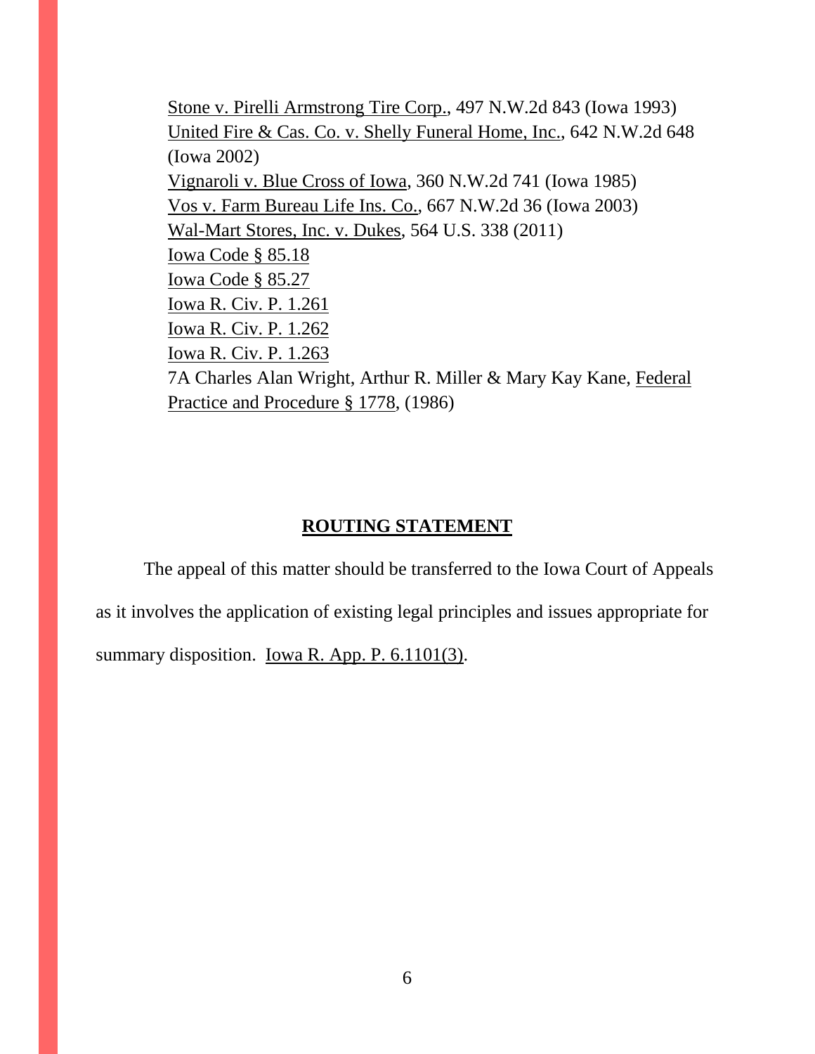Stone v. Pirelli Armstrong Tire Corp., 497 N.W.2d 843 (Iowa 1993)

United Fire & Cas. Co. v. Shelly Funeral Home, Inc., 642 N.W.2d 648 (Iowa 2002)

Vignaroli v. Blue Cross of Iowa, 360 N.W.2d 741 (Iowa 1985)

Vos v. Farm Bureau Life Ins. Co., 667 N.W.2d 36 (Iowa 2003)

Wal-Mart Stores, Inc. v. Dukes, 564 U.S. 338 (2011)

Iowa Code § 85.18

Iowa Code § 85.27

Iowa R. Civ. P. 1.261

Iowa R. Civ. P. 1.262

Iowa R. Civ. P. 1.263

7A Charles Alan Wright, Arthur R. Miller & Mary Kay Kane, Federal Practice and Procedure § 1778, (1986)

## ROUTING STATEMENT

The appeal of this matter should be transferred to the Iowa Court of Appeals as it involves the application of existing legal principles and issues appropriate for summary disposition. Iowa R. App. P. 6.1101(3).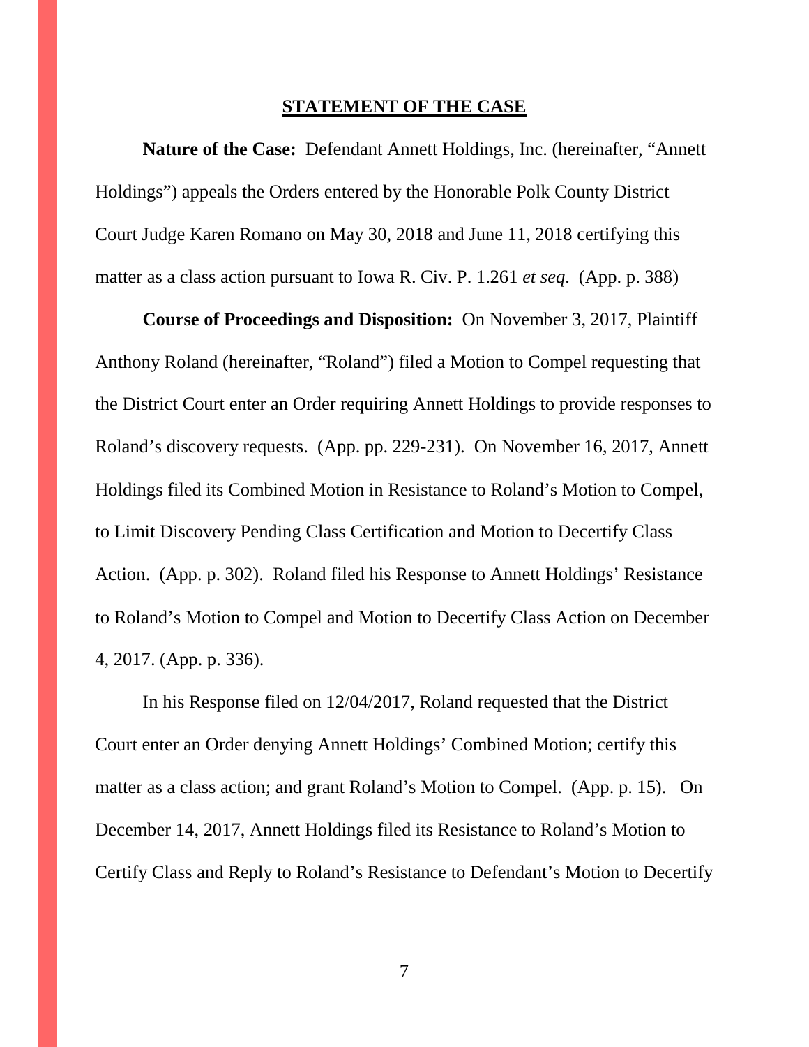## STATEMENT OF THE CASE

**Nature of the Case:** Defendant Annett Holdings, Inc. (hereinafter, "Annett Holdings") appeals the Orders entered by the Honorable Polk County District Court Judge Karen Romano on May 30, 2018 and June 11, 2018 certifying this matter as a class action pursuant to Iowa R. Civ. P. 1.261 *et seq.* (App. p. 388)

**Course of Proceedings and Disposition:** On November 3, 2017, Plaintiff Anthony Roland (hereinafter, "Roland") filed a Motion to Compel requesting that the District Court enter an Order requiring Annett Holdings to provide responses to Roland's discovery requests. (App. pp. 229-231). On November 16, 2017, Annett Holdings filed its Combined Motion in Resistance to Roland's Motion to Compel, to Limit Discovery Pending Class Certification and Motion to Decertify Class Action. (App. p. 302). Roland filed his Response to Annett Holdings' Resistance to Roland's Motion to Compel and Motion to Decertify Class Action on December 4, 2017. (App. p. 336).

In his Response filed on 12/04/2017, Roland requested that the District Court enter an Order denying Annett Holdings' Combined Motion; certify this matter as a class action; and grant Roland's Motion to Compel. (App. p. 15). On December 14, 2017, Annett Holdings filed its Resistance to Roland's Motion to Certify Class and Reply to Roland's Resistance to Defendant's Motion to Decertify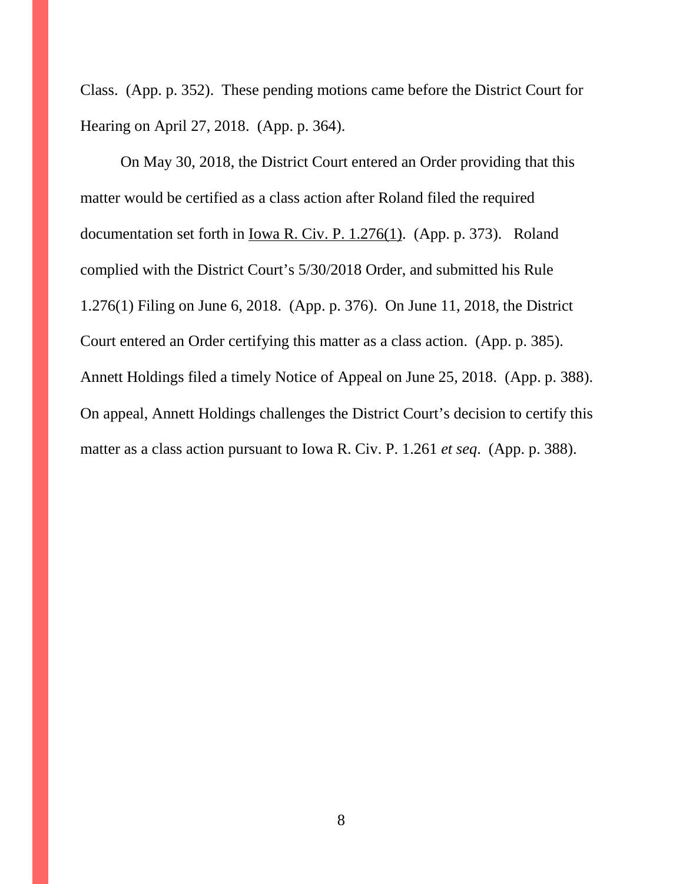Class. (App. p. 352). These pending motions came before the District Court for Hearing on April 27, 2018. (App. p. 364).

On May 30, 2018, the District Court entered an Order providing that this matter would be certified as a class action after Roland filed the required documentation set forth in Iowa R. Civ. P. 1.276(1). (App. p. 373). Roland complied with the District Court's 5/30/2018 Order, and submitted his Rule 1.276(1) Filing on June 6, 2018. (App. p. 376). On June 11, 2018, the District Court entered an Order certifying this matter as a class action. (App. p. 385). Annett Holdings filed a timely Notice of Appeal on June 25, 2018. (App. p. 388). On appeal, Annett Holdings challenges the District Court's decision to certify this matter as a class action pursuant to Iowa R. Civ. P. 1.261 *et seq*. (App. p. 388).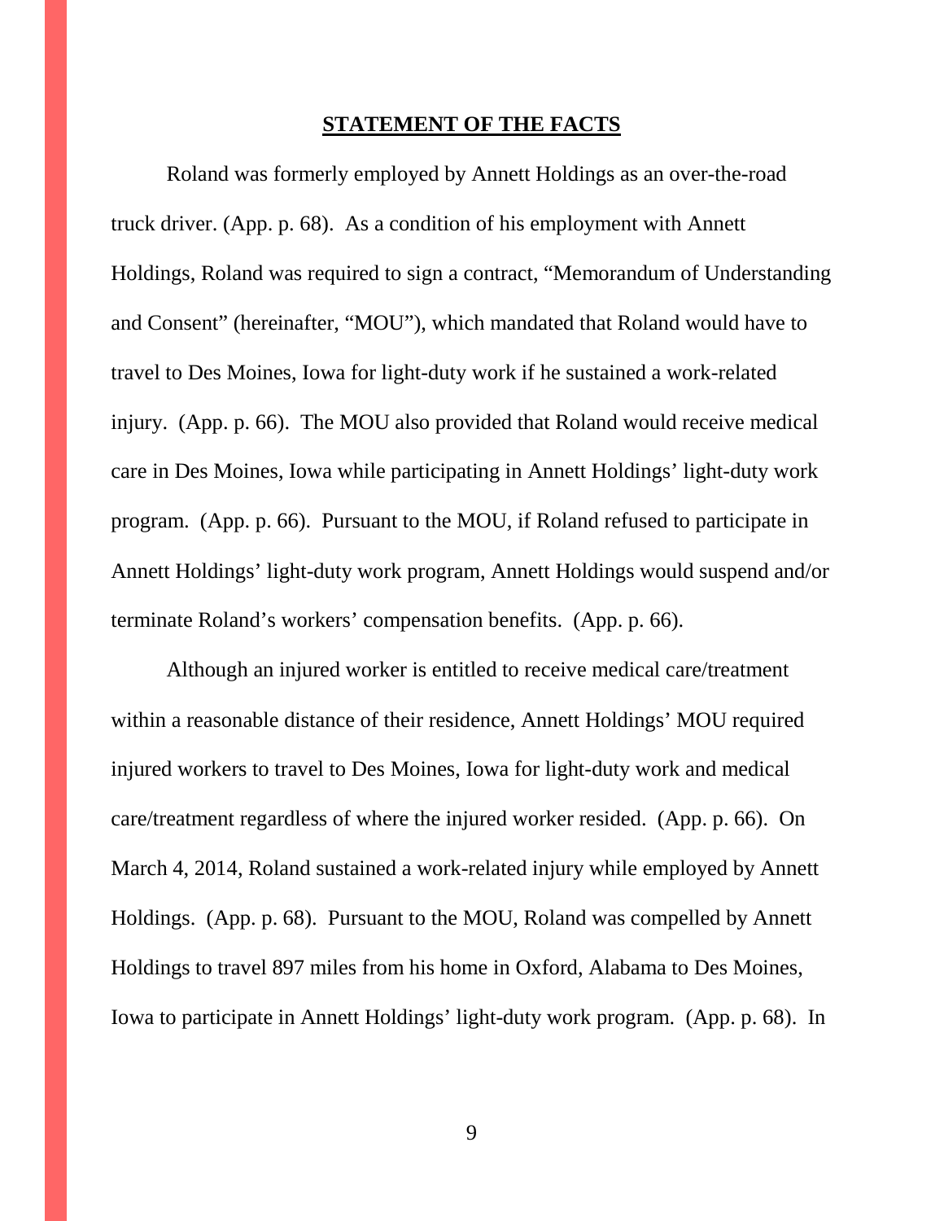## STATEMENT OF THE FACTS

Roland was formerly employed by Annett Holdings as an over-the-road truck driver. (App. p. 68). As a condition of his employment with Annett Holdings, Roland was required to sign a contract, "Memorandum of Understanding and Consent" (hereinafter, "MOU"), which mandated that Roland would have to travel to Des Moines, Iowa for light-duty work if he sustained a work-related injury. (App. p. 66). The MOU also provided that Roland would receive medical care in Des Moines, Iowa while participating in Annett Holdings' light-duty work program. (App. p. 66). Pursuant to the MOU, if Roland refused to participate in Annett Holdings' light-duty work program, Annett Holdings would suspend and/or terminate Roland's workers' compensation benefits. (App. p. 66).

Although an injured worker is entitled to receive medical care/treatment within a reasonable distance of their residence, Annett Holdings' MOU required injured workers to travel to Des Moines, Iowa for light-duty work and medical care/treatment regardless of where the injured worker resided. (App. p. 66). On March 4, 2014, Roland sustained a work-related injury while employed by Annett Holdings. (App. p. 68). Pursuant to the MOU, Roland was compelled by Annett Holdings to travel 897 miles from his home in Oxford, Alabama to Des Moines, Iowa to participate in Annett Holdings' light-duty work program. (App. p. 68). In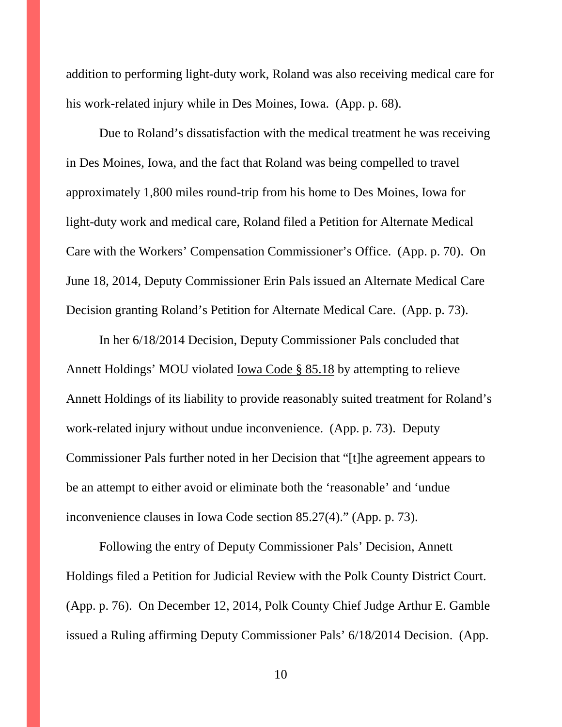addition to performing light-duty work, Roland was also receiving medical care for his work-related injury while in Des Moines, Iowa. (App. p. 68).

Due to Roland's dissatisfaction with the medical treatment he was receiving in Des Moines, Iowa, and the fact that Roland was being compelled to travel approximately 1,800 miles round-trip from his home to Des Moines, Iowa for light-duty work and medical care, Roland filed a Petition for Alternate Medical Care with the Workers' Compensation Commissioner's Office. (App. p. 70). On June 18, 2014, Deputy Commissioner Erin Pals issued an Alternate Medical Care Decision granting Roland's Petition for Alternate Medical Care. (App. p. 73).

In her 6/18/2014 Decision, Deputy Commissioner Pals concluded that Annett Holdings' MOU violated Iowa Code § 85.18 by attempting to relieve Annett Holdings of its liability to provide reasonably suited treatment for Roland's work-related injury without undue inconvenience. (App. p. 73). Deputy Commissioner Pals further noted in her Decision that "[t]he agreement appears to be an attempt to either avoid or eliminate both the 'reasonable' and 'undue inconvenience clauses in Iowa Code section 85.27(4)." (App. p. 73).

Following the entry of Deputy Commissioner Pals' Decision, Annett Holdings filed a Petition for Judicial Review with the Polk County District Court. (App. p. 76). On December 12, 2014, Polk County Chief Judge Arthur E. Gamble issued a Ruling affirming Deputy Commissioner Pals' 6/18/2014 Decision. (App.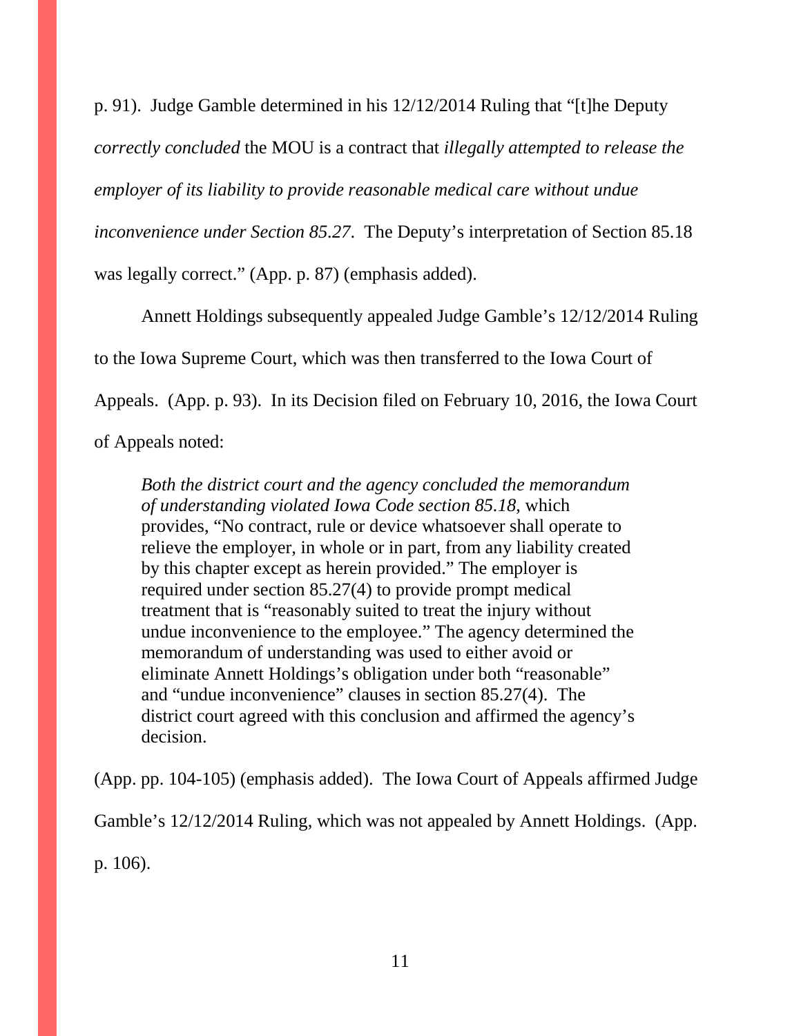p. 91). Judge Gamble determined in his 12/12/2014 Ruling that "[t]he Deputy *correctly concluded* the MOU is a contract that *illegally attempted to release the employer of its liability to provide reasonable medical care without undue inconvenience under Section 85.27*. The Deputy's interpretation of Section 85.18 was legally correct." (App. p. 87) (emphasis added).

Annett Holdings subsequently appealed Judge Gamble's 12/12/2014 Ruling to the Iowa Supreme Court, which was then transferred to the Iowa Court of Appeals. (App. p. 93). In its Decision filed on February 10, 2016, the Iowa Court of Appeals noted:

> *Both the district court and the agency concluded the memorandum of understanding violated Iowa Code section 85.18*, which provides, "No contract, rule or device whatsoever shall operate to relieve the employer, in whole or in part, from any liability created by this chapter except as herein provided." The employer is required under section 85.27(4) to provide prompt medical treatment that is "reasonably suited to treat the injury without undue inconvenience to the employee." The agency determined the memorandum of understanding was used to either avoid or eliminate Annett Holdings's obligation under both "reasonable" and "undue inconvenience" clauses in section 85.27(4). The district court agreed with this conclusion and affirmed the agency's decision.

(App. pp. 104-105) (emphasis added). The Iowa Court of Appeals affirmed Judge Gamble's 12/12/2014 Ruling, which was not appealed by Annett Holdings. (App. p. 106).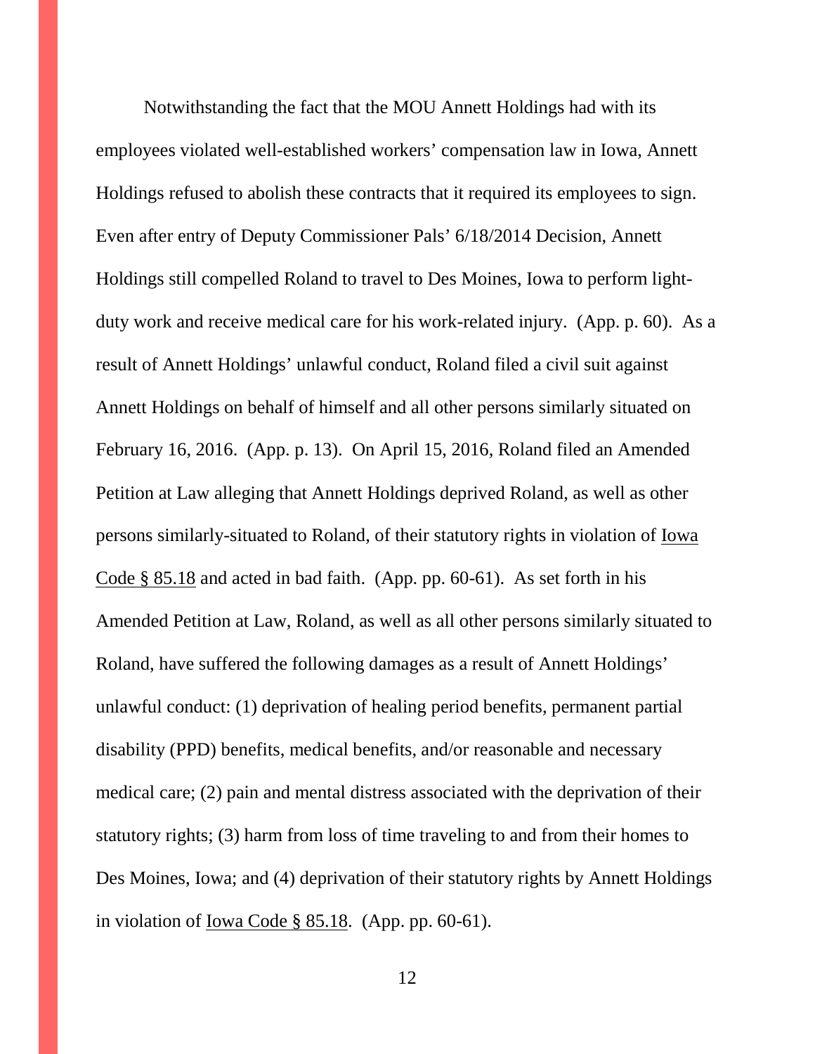Notwithstanding the fact that the MOU Annett Holdings had with its employees violated well-established workers' compensation law in Iowa, Annett Holdings refused to abolish these contracts that it required its employees to sign. Even after entry of Deputy Commissioner Pals' 6/18/2014 Decision, Annett Holdings still compelled Roland to travel to Des Moines, Iowa to perform light-duty work and receive medical care for his work-related injury. (App. p. 60). As a result of Annett Holdings' unlawful conduct, Roland filed a civil suit against Annett Holdings on behalf of himself and all other persons similarly situated on February 16, 2016. (App. p. 13). On April 15, 2016, Roland filed an Amended Petition at Law alleging that Annett Holdings deprived Roland, as well as other persons similarly-situated to Roland, of their statutory rights in violation of Iowa Code § 85.18 and acted in bad faith. (App. pp. 60-61). As set forth in his Amended Petition at Law, Roland, as well as all other persons similarly situated to Roland, have suffered the following damages as a result of Annett Holdings' unlawful conduct: (1) deprivation of healing period benefits, permanent partial disability (PPD) benefits, medical benefits, and/or reasonable and necessary medical care; (2) pain and mental distress associated with the deprivation of their statutory rights; (3) harm from loss of time traveling to and from their homes to Des Moines, Iowa; and (4) deprivation of their statutory rights by Annett Holdings in violation of Iowa Code § 85.18. (App. pp. 60-61).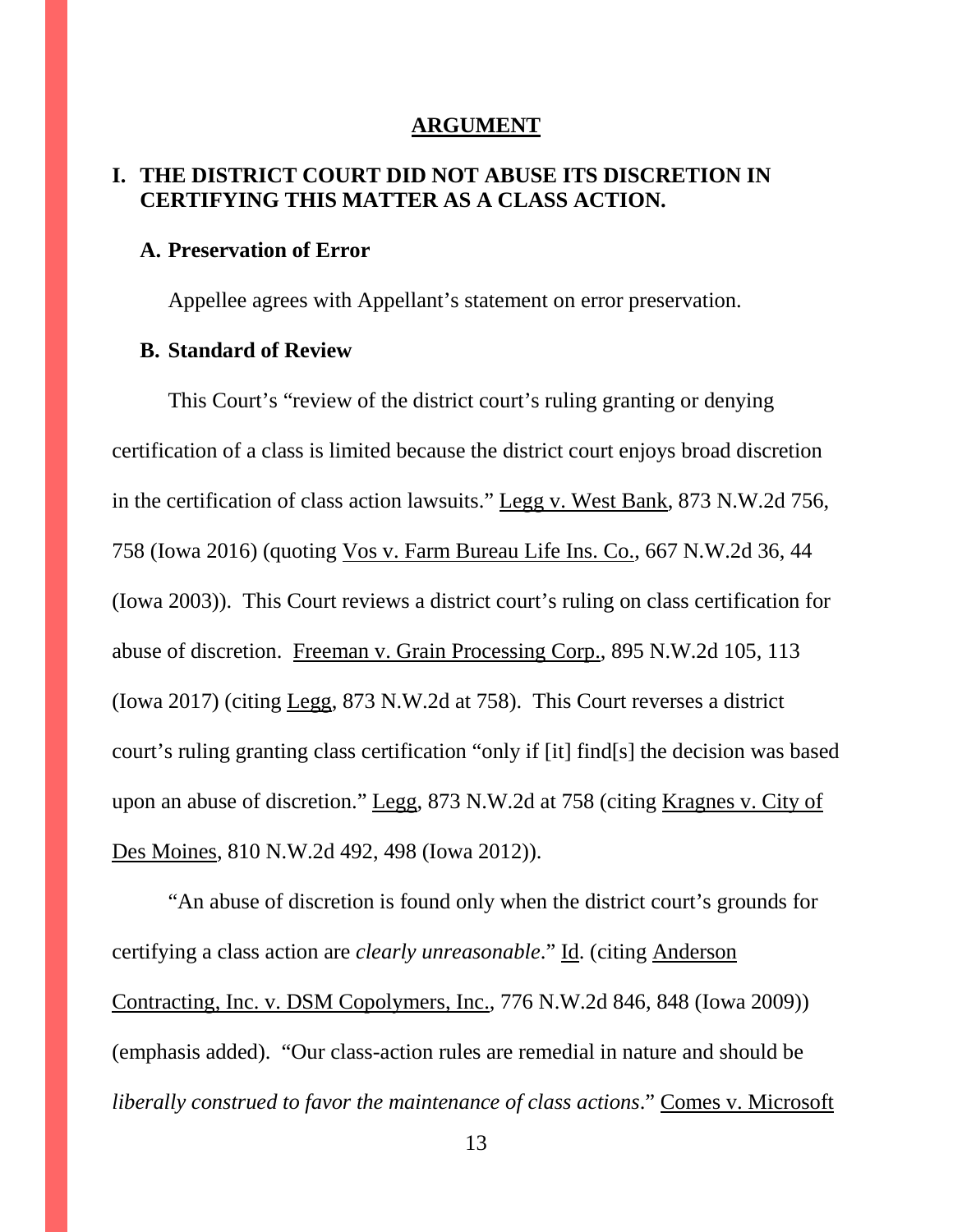## ARGUMENT

### I. THE DISTRICT COURT DID NOT ABUSE ITS DISCRETION IN CERTIFYING THIS MATTER AS A CLASS ACTION.

#### A. Preservation of Error

Appellee agrees with Appellant's statement on error preservation.

#### B. Standard of Review

This Court's "review of the district court's ruling granting or denying certification of a class is limited because the district court enjoys broad discretion in the certification of class action lawsuits." Legg v. West Bank, 873 N.W.2d 756, 758 (Iowa 2016) (quoting Vos v. Farm Bureau Life Ins. Co., 667 N.W.2d 36, 44 (Iowa 2003)). This Court reviews a district court's ruling on class certification for abuse of discretion. Freeman v. Grain Processing Corp., 895 N.W.2d 105, 113 (Iowa 2017) (citing Legg, 873 N.W.2d at 758). This Court reverses a district court's ruling granting class certification "only if [it] find[s] the decision was based upon an abuse of discretion." Legg, 873 N.W.2d at 758 (citing Kragnes v. City of Des Moines, 810 N.W.2d 492, 498 (Iowa 2012)).

"An abuse of discretion is found only when the district court's grounds for certifying a class action are *clearly unreasonable*." Id. (citing Anderson Contracting, Inc. v. DSM Copolymers, Inc., 776 N.W.2d 846, 848 (Iowa 2009)) (emphasis added). "Our class-action rules are remedial in nature and should be *liberally construed to favor the maintenance of class actions*." Comes v. Microsoft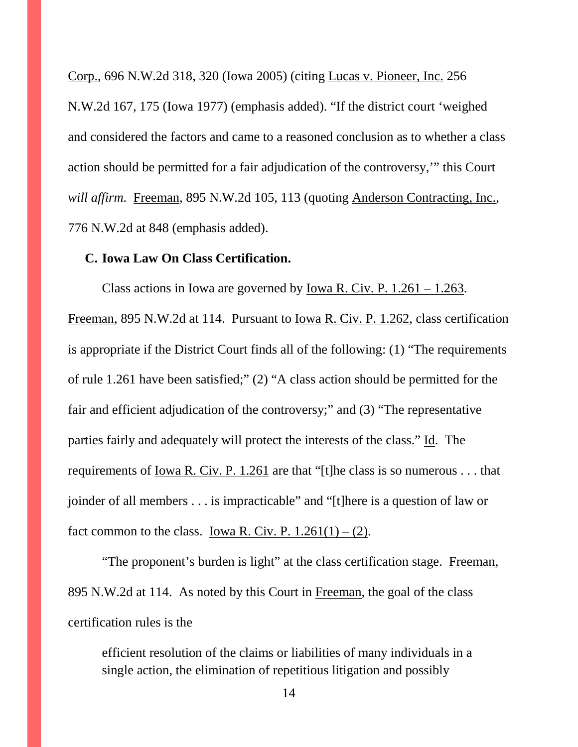Corp., 696 N.W.2d 318, 320 (Iowa 2005) (citing Lucas v. Pioneer, Inc. 256 N.W.2d 167, 175 (Iowa 1977) (emphasis added). "If the district court 'weighed and considered the factors and came to a reasoned conclusion as to whether a class action should be permitted for a fair adjudication of the controversy,'" this Court *will affirm*. Freeman, 895 N.W.2d 105, 113 (quoting Anderson Contracting, Inc., 776 N.W.2d at 848 (emphasis added).

**C. Iowa Law On Class Certification.**

Class actions in Iowa are governed by Iowa R. Civ. P. 1.261 – 1.263. Freeman, 895 N.W.2d at 114. Pursuant to Iowa R. Civ. P. 1.262, class certification is appropriate if the District Court finds all of the following: (1) "The requirements of rule 1.261 have been satisfied;" (2) "A class action should be permitted for the fair and efficient adjudication of the controversy;" and (3) "The representative parties fairly and adequately will protect the interests of the class." Id. The requirements of Iowa R. Civ. P. 1.261 are that "[t]he class is so numerous . . . that joinder of all members . . . is impracticable" and "[t]here is a question of law or fact common to the class. Iowa R. Civ. P. 1.261(1) – (2).

"The proponent's burden is light" at the class certification stage. Freeman, 895 N.W.2d at 114. As noted by this Court in Freeman, the goal of the class certification rules is the

> efficient resolution of the claims or liabilities of many individuals in a single action, the elimination of repetitious litigation and possibly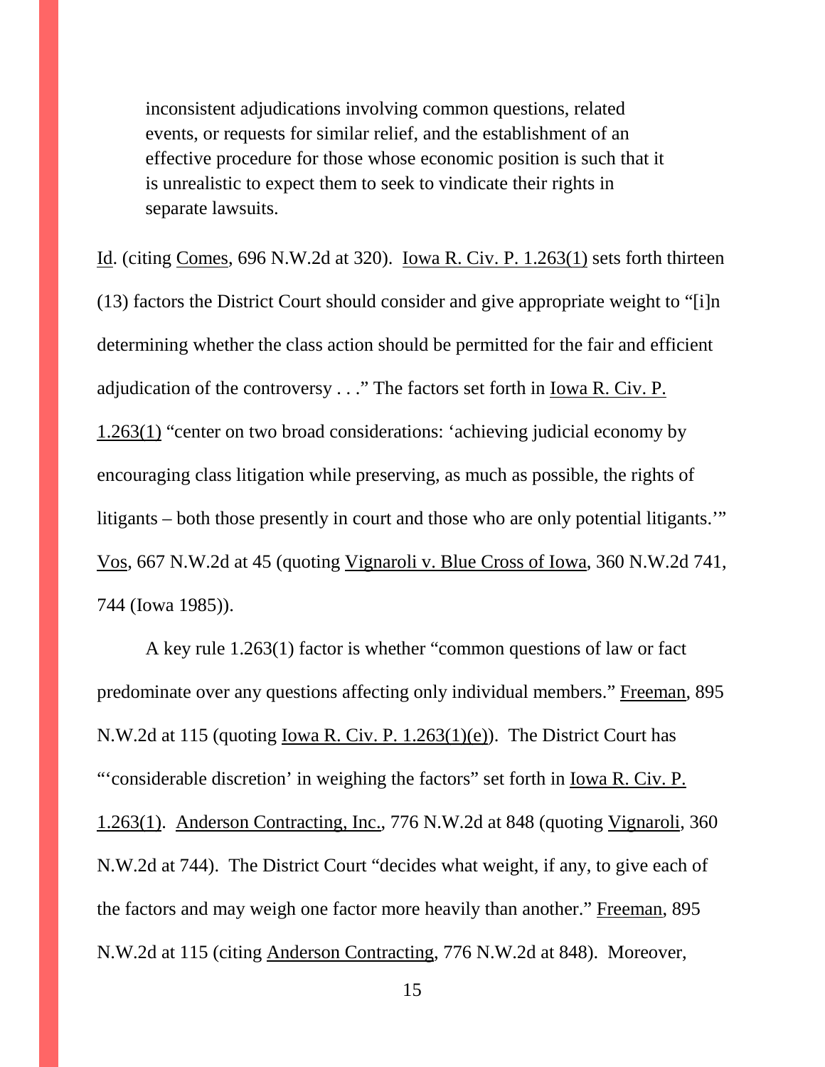> inconsistent adjudications involving common questions, related events, or requests for similar relief, and the establishment of an effective procedure for those whose economic position is such that it is unrealistic to expect them to seek to vindicate their rights in separate lawsuits.

Id. (citing Comes, 696 N.W.2d at 320). Iowa R. Civ. P. 1.263(1) sets forth thirteen (13) factors the District Court should consider and give appropriate weight to "[i]n determining whether the class action should be permitted for the fair and efficient adjudication of the controversy . . ." The factors set forth in Iowa R. Civ. P. 1.263(1) "center on two broad considerations: 'achieving judicial economy by encouraging class litigation while preserving, as much as possible, the rights of litigants – both those presently in court and those who are only potential litigants.'" Vos, 667 N.W.2d at 45 (quoting Vignaroli v. Blue Cross of Iowa, 360 N.W.2d 741, 744 (Iowa 1985)).

A key rule 1.263(1) factor is whether "common questions of law or fact predominate over any questions affecting only individual members." Freeman, 895 N.W.2d at 115 (quoting Iowa R. Civ. P. 1.263(1)(e)). The District Court has "'considerable discretion' in weighing the factors" set forth in Iowa R. Civ. P. 1.263(1). Anderson Contracting, Inc., 776 N.W.2d at 848 (quoting Vignaroli, 360 N.W.2d at 744). The District Court "decides what weight, if any, to give each of the factors and may weigh one factor more heavily than another." Freeman, 895 N.W.2d at 115 (citing Anderson Contracting, 776 N.W.2d at 848). Moreover,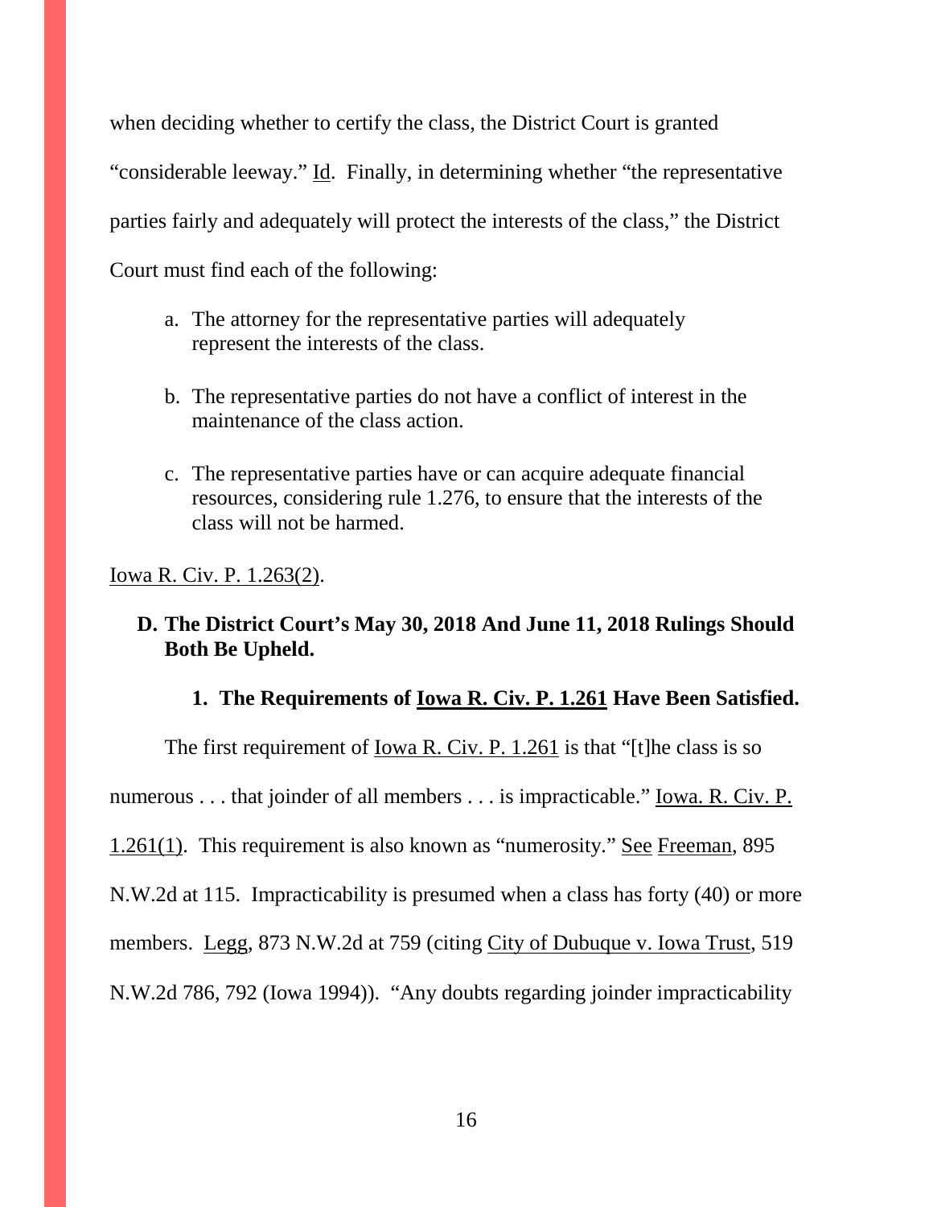when deciding whether to certify the class, the District Court is granted "considerable leeway." Id. Finally, in determining whether "the representative parties fairly and adequately will protect the interests of the class," the District Court must find each of the following:

a. The attorney for the representative parties will adequately represent the interests of the class.

b. The representative parties do not have a conflict of interest in the maintenance of the class action.

c. The representative parties have or can acquire adequate financial resources, considering rule 1.276, to ensure that the interests of the class will not be harmed.

Iowa R. Civ. P. 1.263(2).

### D. The District Court's May 30, 2018 And June 11, 2018 Rulings Should Both Be Upheld.

#### 1. The Requirements of Iowa R. Civ. P. 1.261 Have Been Satisfied.

The first requirement of Iowa R. Civ. P. 1.261 is that "[t]he class is so numerous . . . that joinder of all members . . . is impracticable." Iowa. R. Civ. P. 1.261(1). This requirement is also known as "numerosity." See Freeman, 895 N.W.2d at 115. Impracticability is presumed when a class has forty (40) or more members. Legg, 873 N.W.2d at 759 (citing City of Dubuque v. Iowa Trust, 519 N.W.2d 786, 792 (Iowa 1994)). "Any doubts regarding joinder impracticability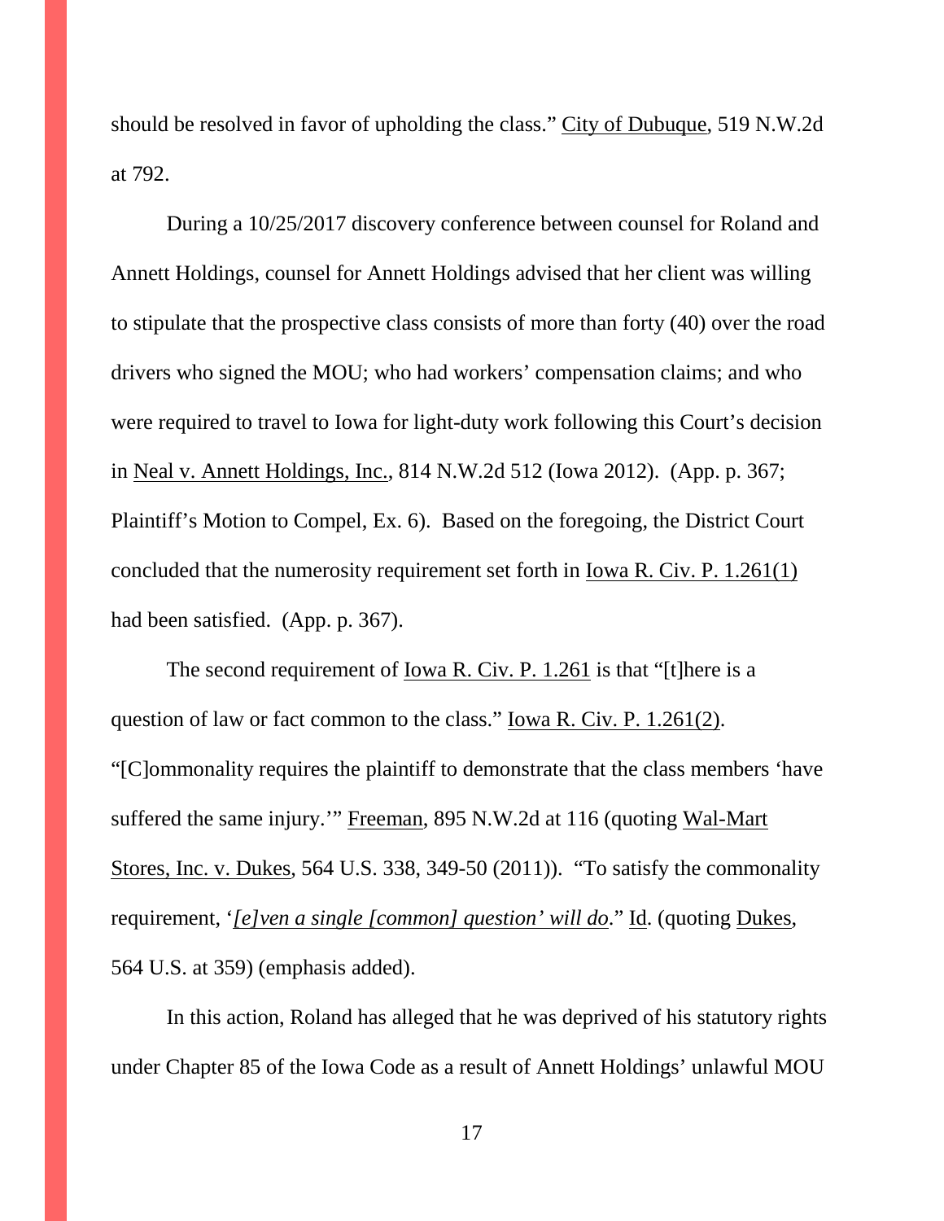should be resolved in favor of upholding the class." City of Dubuque, 519 N.W.2d at 792.

During a 10/25/2017 discovery conference between counsel for Roland and Annett Holdings, counsel for Annett Holdings advised that her client was willing to stipulate that the prospective class consists of more than forty (40) over the road drivers who signed the MOU; who had workers' compensation claims; and who were required to travel to Iowa for light-duty work following this Court's decision in Neal v. Annett Holdings, Inc., 814 N.W.2d 512 (Iowa 2012). (App. p. 367; Plaintiff's Motion to Compel, Ex. 6). Based on the foregoing, the District Court concluded that the numerosity requirement set forth in Iowa R. Civ. P. 1.261(1) had been satisfied. (App. p. 367).

The second requirement of Iowa R. Civ. P. 1.261 is that "[t]here is a question of law or fact common to the class." Iowa R. Civ. P. 1.261(2). "[C]ommonality requires the plaintiff to demonstrate that the class members 'have suffered the same injury.'" Freeman, 895 N.W.2d at 116 (quoting Wal-Mart Stores, Inc. v. Dukes, 564 U.S. 338, 349-50 (2011)). "To satisfy the commonality requirement, '*[e]ven a single [common] question' will do*." Id. (quoting Dukes, 564 U.S. at 359) (emphasis added).

In this action, Roland has alleged that he was deprived of his statutory rights under Chapter 85 of the Iowa Code as a result of Annett Holdings' unlawful MOU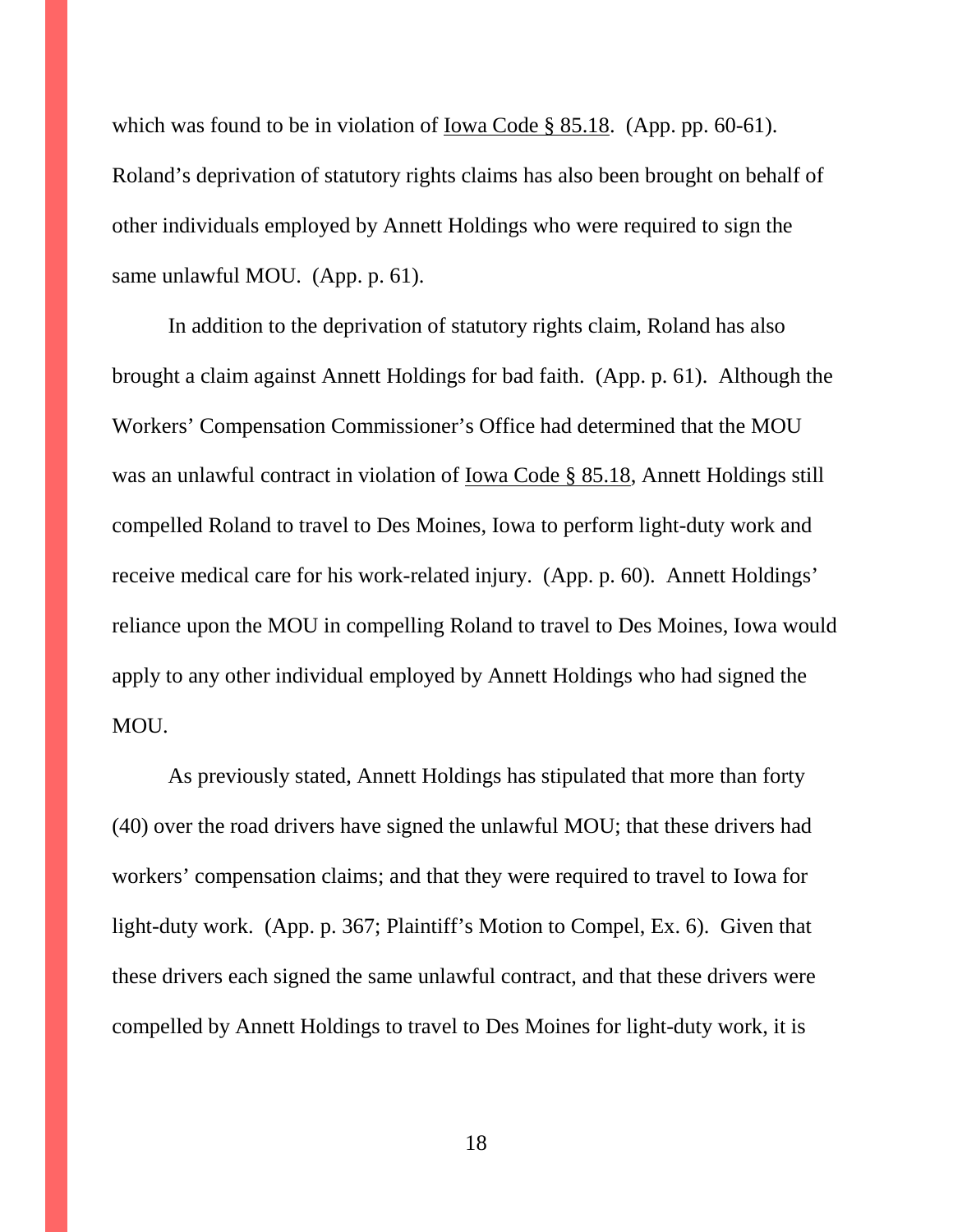which was found to be in violation of Iowa Code § 85.18. (App. pp. 60-61). Roland's deprivation of statutory rights claims has also been brought on behalf of other individuals employed by Annett Holdings who were required to sign the same unlawful MOU. (App. p. 61).

In addition to the deprivation of statutory rights claim, Roland has also brought a claim against Annett Holdings for bad faith. (App. p. 61). Although the Workers' Compensation Commissioner's Office had determined that the MOU was an unlawful contract in violation of Iowa Code § 85.18, Annett Holdings still compelled Roland to travel to Des Moines, Iowa to perform light-duty work and receive medical care for his work-related injury. (App. p. 60). Annett Holdings' reliance upon the MOU in compelling Roland to travel to Des Moines, Iowa would apply to any other individual employed by Annett Holdings who had signed the MOU.

As previously stated, Annett Holdings has stipulated that more than forty (40) over the road drivers have signed the unlawful MOU; that these drivers had workers' compensation claims; and that they were required to travel to Iowa for light-duty work. (App. p. 367; Plaintiff's Motion to Compel, Ex. 6). Given that these drivers each signed the same unlawful contract, and that these drivers were compelled by Annett Holdings to travel to Des Moines for light-duty work, it is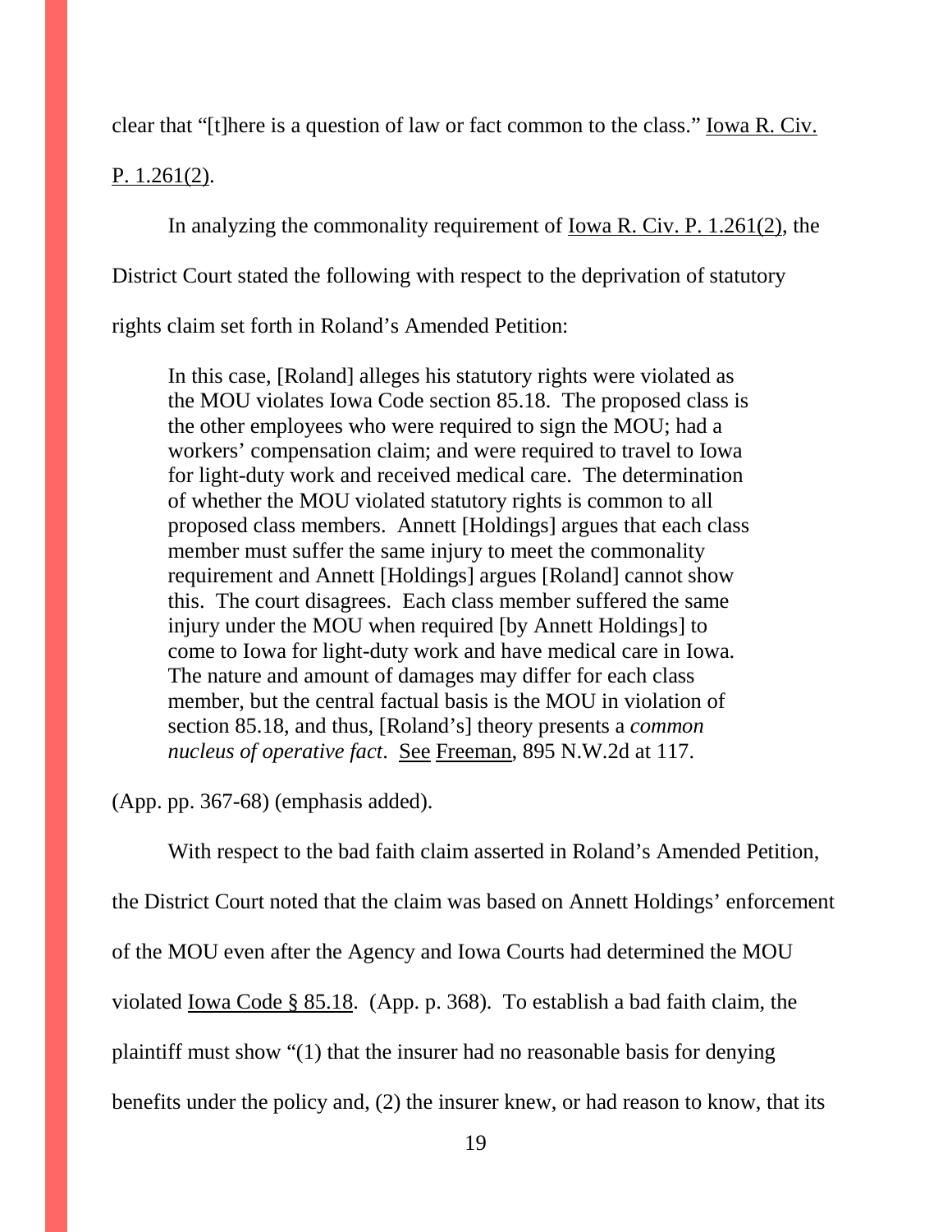clear that "[t]here is a question of law or fact common to the class." Iowa R. Civ. P. 1.261(2).

In analyzing the commonality requirement of Iowa R. Civ. P. 1.261(2), the District Court stated the following with respect to the deprivation of statutory rights claim set forth in Roland's Amended Petition:

> In this case, [Roland] alleges his statutory rights were violated as the MOU violates Iowa Code section 85.18. The proposed class is the other employees who were required to sign the MOU; had a workers' compensation claim; and were required to travel to Iowa for light-duty work and received medical care. The determination of whether the MOU violated statutory rights is common to all proposed class members. Annett [Holdings] argues that each class member must suffer the same injury to meet the commonality requirement and Annett [Holdings] argues [Roland] cannot show this. The court disagrees. Each class member suffered the same injury under the MOU when required [by Annett Holdings] to come to Iowa for light-duty work and have medical care in Iowa. The nature and amount of damages may differ for each class member, but the central factual basis is the MOU in violation of section 85.18, and thus, [Roland's] theory presents a *common nucleus of operative fact*. See Freeman, 895 N.W.2d at 117.

(App. pp. 367-68) (emphasis added).

With respect to the bad faith claim asserted in Roland's Amended Petition, the District Court noted that the claim was based on Annett Holdings' enforcement of the MOU even after the Agency and Iowa Courts had determined the MOU violated Iowa Code § 85.18. (App. p. 368). To establish a bad faith claim, the plaintiff must show "(1) that the insurer had no reasonable basis for denying benefits under the policy and, (2) the insurer knew, or had reason to know, that its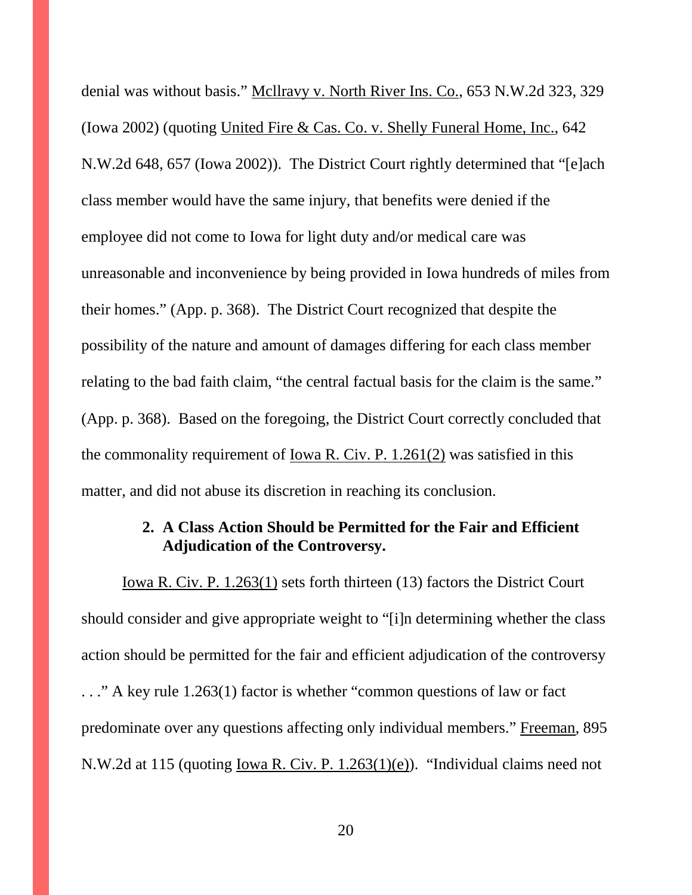denial was without basis." Mcllravy v. North River Ins. Co., 653 N.W.2d 323, 329 (Iowa 2002) (quoting United Fire & Cas. Co. v. Shelly Funeral Home, Inc., 642 N.W.2d 648, 657 (Iowa 2002)). The District Court rightly determined that "[e]ach class member would have the same injury, that benefits were denied if the employee did not come to Iowa for light duty and/or medical care was unreasonable and inconvenience by being provided in Iowa hundreds of miles from their homes." (App. p. 368). The District Court recognized that despite the possibility of the nature and amount of damages differing for each class member relating to the bad faith claim, "the central factual basis for the claim is the same." (App. p. 368). Based on the foregoing, the District Court correctly concluded that the commonality requirement of Iowa R. Civ. P. 1.261(2) was satisfied in this matter, and did not abuse its discretion in reaching its conclusion.

### 2. A Class Action Should be Permitted for the Fair and Efficient Adjudication of the Controversy.

Iowa R. Civ. P. 1.263(1) sets forth thirteen (13) factors the District Court should consider and give appropriate weight to "[i]n determining whether the class action should be permitted for the fair and efficient adjudication of the controversy . . ." A key rule 1.263(1) factor is whether "common questions of law or fact predominate over any questions affecting only individual members." Freeman, 895 N.W.2d at 115 (quoting Iowa R. Civ. P. 1.263(1)(e)). "Individual claims need not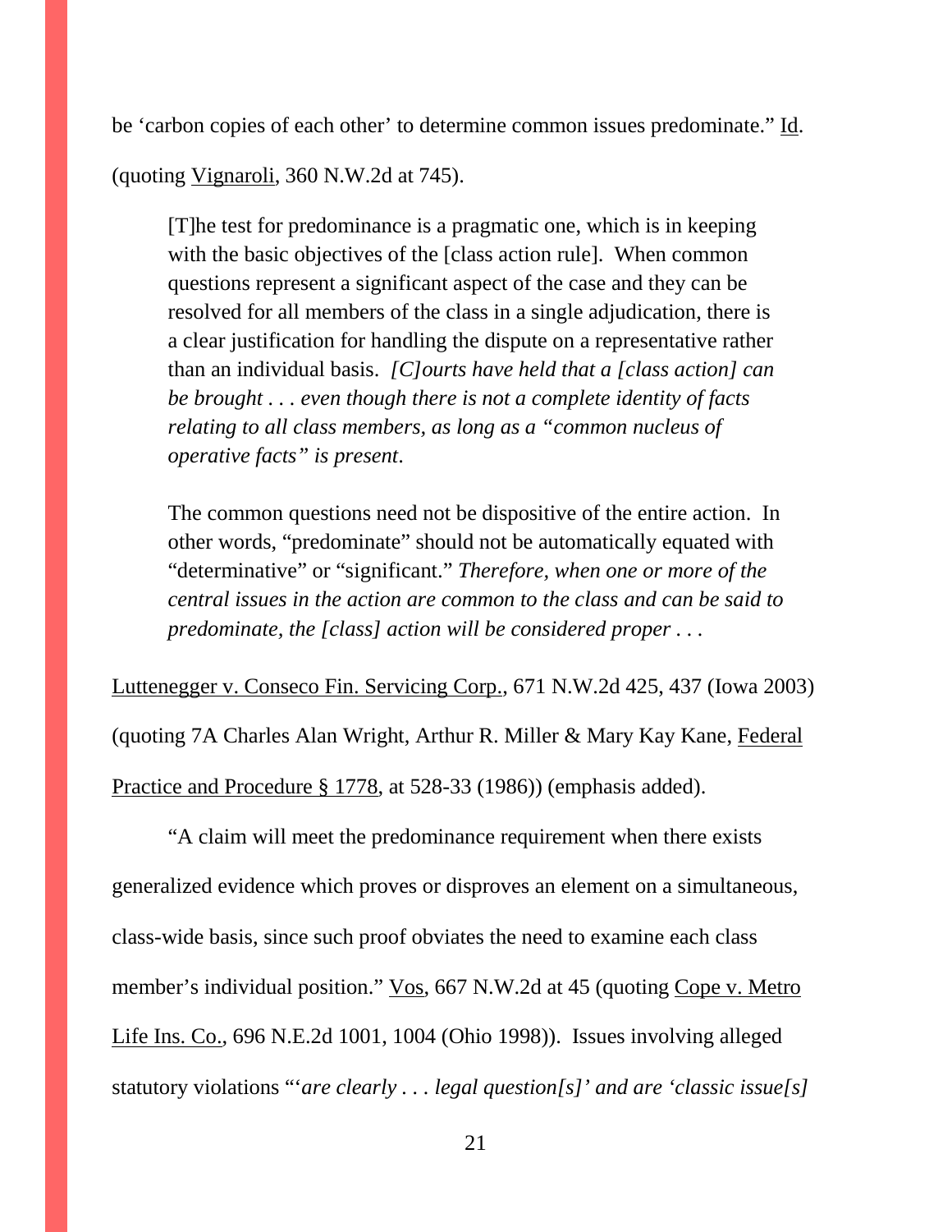be 'carbon copies of each other' to determine common issues predominate." Id. (quoting Vignaroli, 360 N.W.2d at 745).

> [T]he test for predominance is a pragmatic one, which is in keeping with the basic objectives of the [class action rule]. When common questions represent a significant aspect of the case and they can be resolved for all members of the class in a single adjudication, there is a clear justification for handling the dispute on a representative rather than an individual basis. *[C]ourts have held that a [class action] can be brought . . . even though there is not a complete identity of facts relating to all class members, as long as a "common nucleus of operative facts" is present*.
>
> The common questions need not be dispositive of the entire action. In other words, "predominate" should not be automatically equated with "determinative" or "significant." *Therefore, when one or more of the central issues in the action are common to the class and can be said to predominate, the [class] action will be considered proper . . .*

Luttenegger v. Conseco Fin. Servicing Corp., 671 N.W.2d 425, 437 (Iowa 2003) (quoting 7A Charles Alan Wright, Arthur R. Miller & Mary Kay Kane, Federal Practice and Procedure § 1778, at 528-33 (1986)) (emphasis added).

"A claim will meet the predominance requirement when there exists generalized evidence which proves or disproves an element on a simultaneous, class-wide basis, since such proof obviates the need to examine each class member's individual position." Vos, 667 N.W.2d at 45 (quoting Cope v. Metro Life Ins. Co., 696 N.E.2d 1001, 1004 (Ohio 1998)). Issues involving alleged statutory violations "'*are clearly . . . legal question[s]' and are 'classic issue[s]*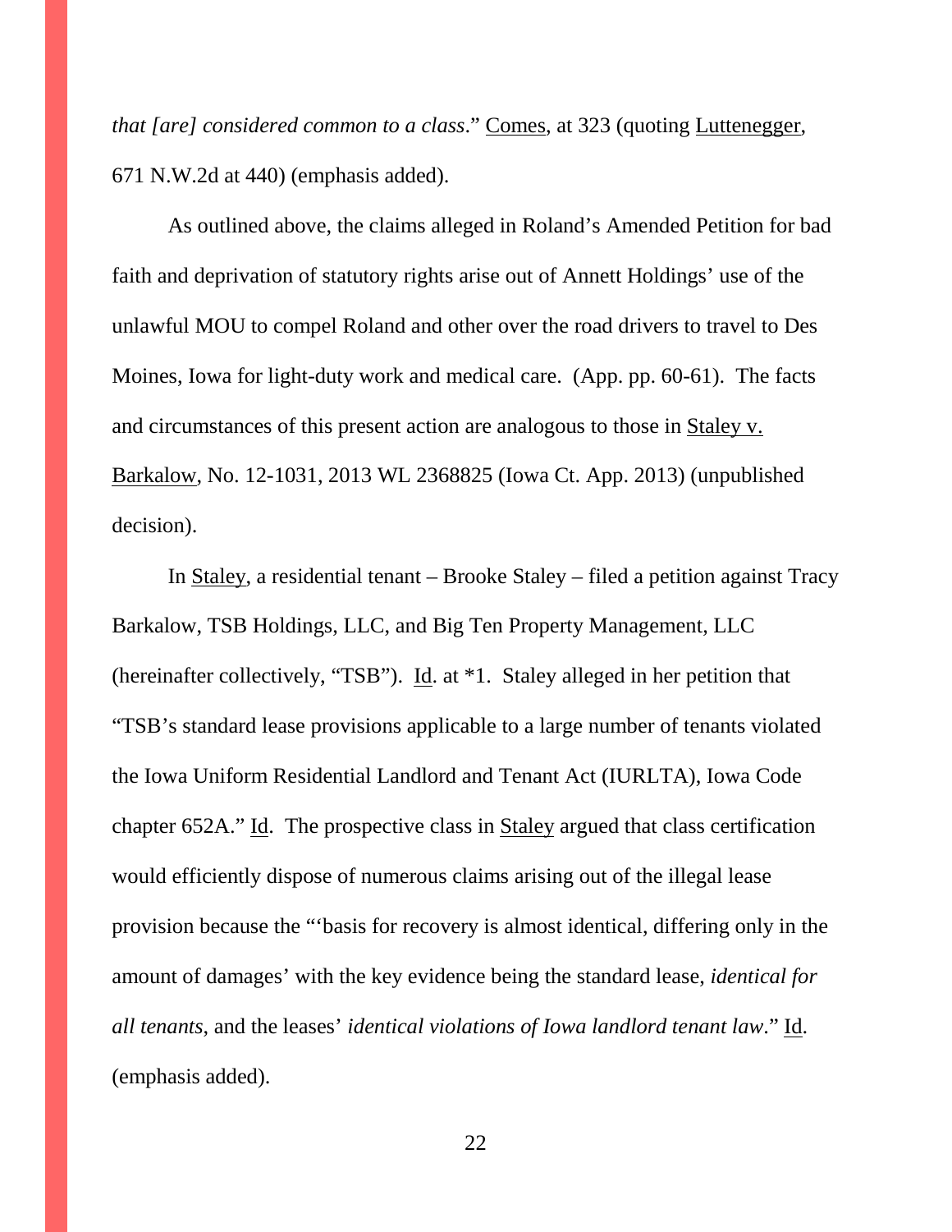*that [are] considered common to a class*." Comes, at 323 (quoting Luttenegger, 671 N.W.2d at 440) (emphasis added).

As outlined above, the claims alleged in Roland's Amended Petition for bad faith and deprivation of statutory rights arise out of Annett Holdings' use of the unlawful MOU to compel Roland and other over the road drivers to travel to Des Moines, Iowa for light-duty work and medical care. (App. pp. 60-61). The facts and circumstances of this present action are analogous to those in Staley v. Barkalow, No. 12-1031, 2013 WL 2368825 (Iowa Ct. App. 2013) (unpublished decision).

In Staley, a residential tenant – Brooke Staley – filed a petition against Tracy Barkalow, TSB Holdings, LLC, and Big Ten Property Management, LLC (hereinafter collectively, "TSB"). Id. at *1. Staley alleged in her petition that "TSB's standard lease provisions applicable to a large number of tenants violated the Iowa Uniform Residential Landlord and Tenant Act (IURLTA), Iowa Code chapter 652A." Id. The prospective class in Staley argued that class certification would efficiently dispose of numerous claims arising out of the illegal lease provision because the "'basis for recovery is almost identical, differing only in the amount of damages' with the key evidence being the standard lease, *identical for all tenants*, and the leases' *identical violations of Iowa landlord tenant law*." Id. (emphasis added).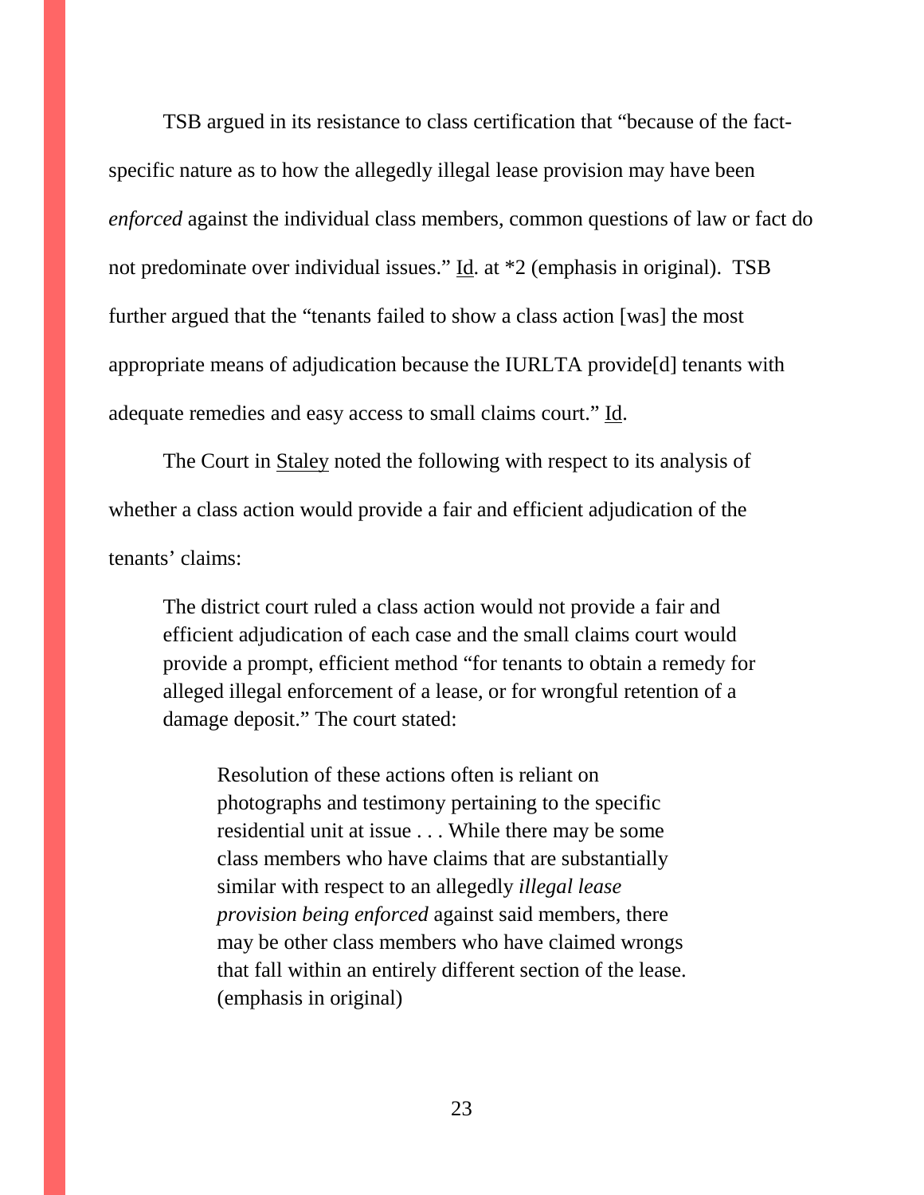TSB argued in its resistance to class certification that "because of the fact-specific nature as to how the allegedly illegal lease provision may have been *enforced* against the individual class members, common questions of law or fact do not predominate over individual issues." Id. at *2 (emphasis in original). TSB further argued that the "tenants failed to show a class action [was] the most appropriate means of adjudication because the IURLTA provide[d] tenants with adequate remedies and easy access to small claims court." Id.

The Court in Staley noted the following with respect to its analysis of whether a class action would provide a fair and efficient adjudication of the tenants' claims:

> The district court ruled a class action would not provide a fair and efficient adjudication of each case and the small claims court would provide a prompt, efficient method "for tenants to obtain a remedy for alleged illegal enforcement of a lease, or for wrongful retention of a damage deposit." The court stated:
>
>> Resolution of these actions often is reliant on photographs and testimony pertaining to the specific residential unit at issue . . . While there may be some class members who have claims that are substantially similar with respect to an allegedly *illegal lease provision being enforced* against said members, there may be other class members who have claimed wrongs that fall within an entirely different section of the lease. (emphasis in original)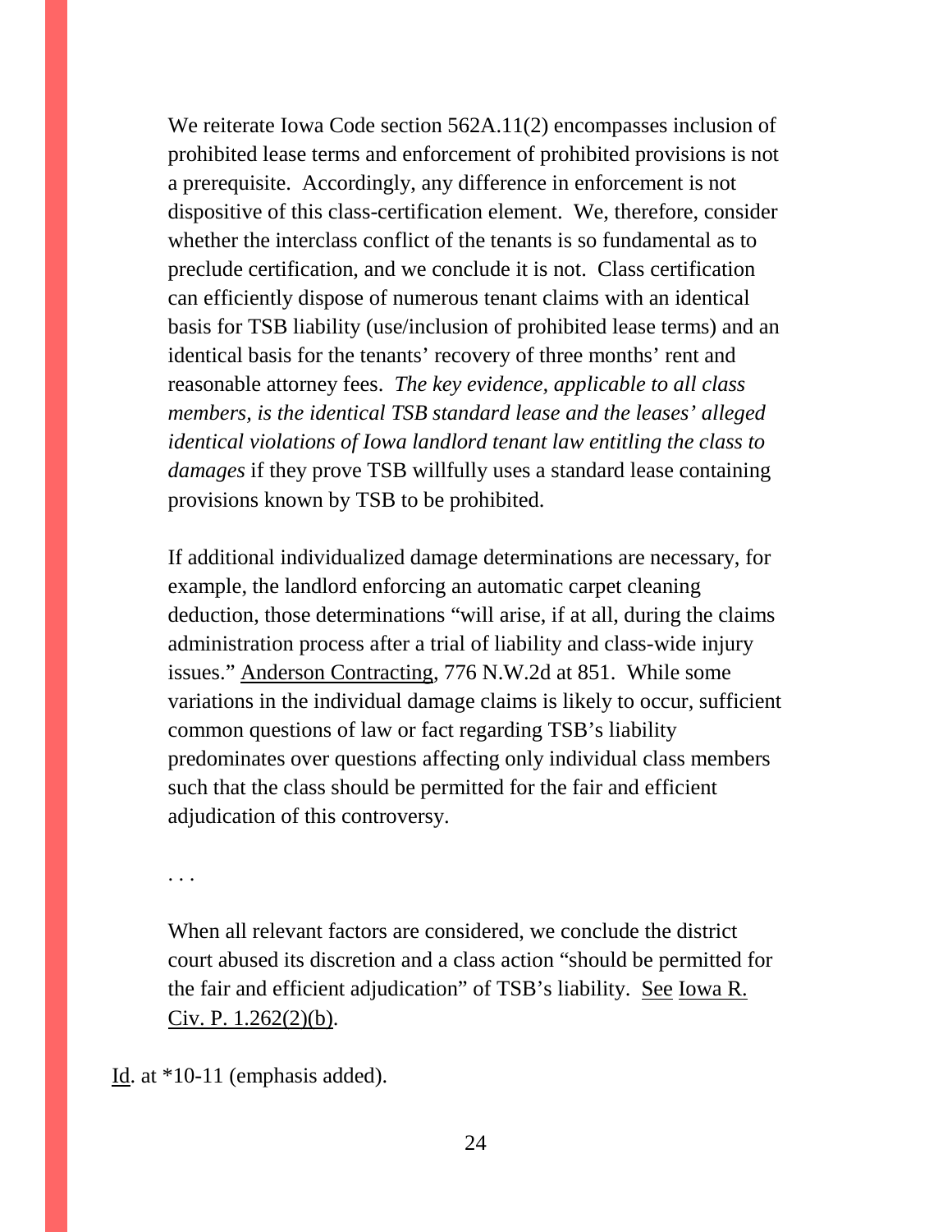> We reiterate Iowa Code section 562A.11(2) encompasses inclusion of prohibited lease terms and enforcement of prohibited provisions is not a prerequisite. Accordingly, any difference in enforcement is not dispositive of this class-certification element. We, therefore, consider whether the interclass conflict of the tenants is so fundamental as to preclude certification, and we conclude it is not. Class certification can efficiently dispose of numerous tenant claims with an identical basis for TSB liability (use/inclusion of prohibited lease terms) and an identical basis for the tenants' recovery of three months' rent and reasonable attorney fees. *The key evidence, applicable to all class members, is the identical TSB standard lease and the leases' alleged identical violations of Iowa landlord tenant law entitling the class to damages* if they prove TSB willfully uses a standard lease containing provisions known by TSB to be prohibited.
>
> If additional individualized damage determinations are necessary, for example, the landlord enforcing an automatic carpet cleaning deduction, those determinations "will arise, if at all, during the claims administration process after a trial of liability and class-wide injury issues." Anderson Contracting, 776 N.W.2d at 851. While some variations in the individual damage claims is likely to occur, sufficient common questions of law or fact regarding TSB's liability predominates over questions affecting only individual class members such that the class should be permitted for the fair and efficient adjudication of this controversy.
>
> . . .
>
> When all relevant factors are considered, we conclude the district court abused its discretion and a class action "should be permitted for the fair and efficient adjudication" of TSB's liability. See Iowa R. Civ. P. 1.262(2)(b).

Id. at *10-11 (emphasis added).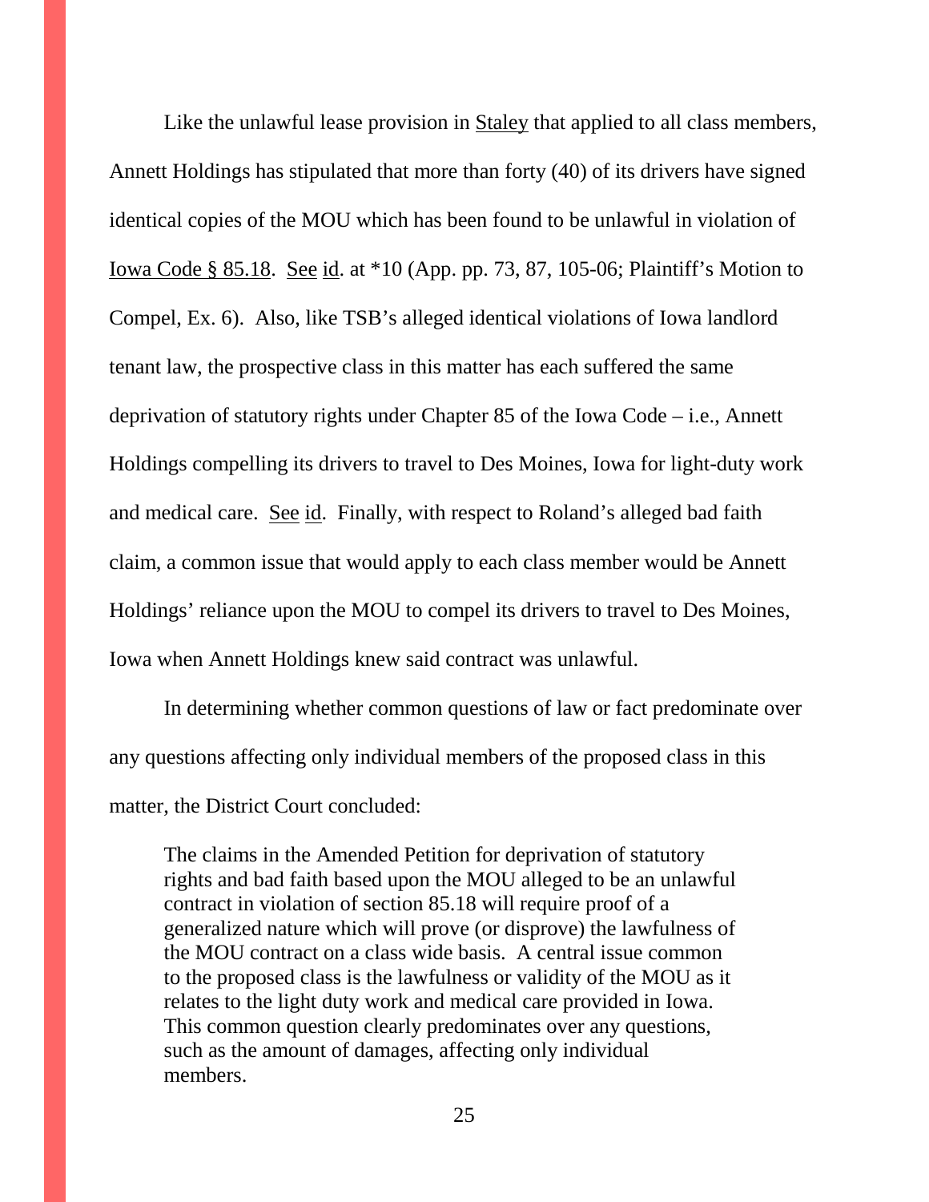Like the unlawful lease provision in Staley that applied to all class members, Annett Holdings has stipulated that more than forty (40) of its drivers have signed identical copies of the MOU which has been found to be unlawful in violation of Iowa Code § 85.18. See id. at *10 (App. pp. 73, 87, 105-06; Plaintiff's Motion to Compel, Ex. 6). Also, like TSB's alleged identical violations of Iowa landlord tenant law, the prospective class in this matter has each suffered the same deprivation of statutory rights under Chapter 85 of the Iowa Code – i.e., Annett Holdings compelling its drivers to travel to Des Moines, Iowa for light-duty work and medical care. See id. Finally, with respect to Roland's alleged bad faith claim, a common issue that would apply to each class member would be Annett Holdings' reliance upon the MOU to compel its drivers to travel to Des Moines, Iowa when Annett Holdings knew said contract was unlawful.

In determining whether common questions of law or fact predominate over any questions affecting only individual members of the proposed class in this matter, the District Court concluded:

> The claims in the Amended Petition for deprivation of statutory rights and bad faith based upon the MOU alleged to be an unlawful contract in violation of section 85.18 will require proof of a generalized nature which will prove (or disprove) the lawfulness of the MOU contract on a class wide basis. A central issue common to the proposed class is the lawfulness or validity of the MOU as it relates to the light duty work and medical care provided in Iowa. This common question clearly predominates over any questions, such as the amount of damages, affecting only individual members.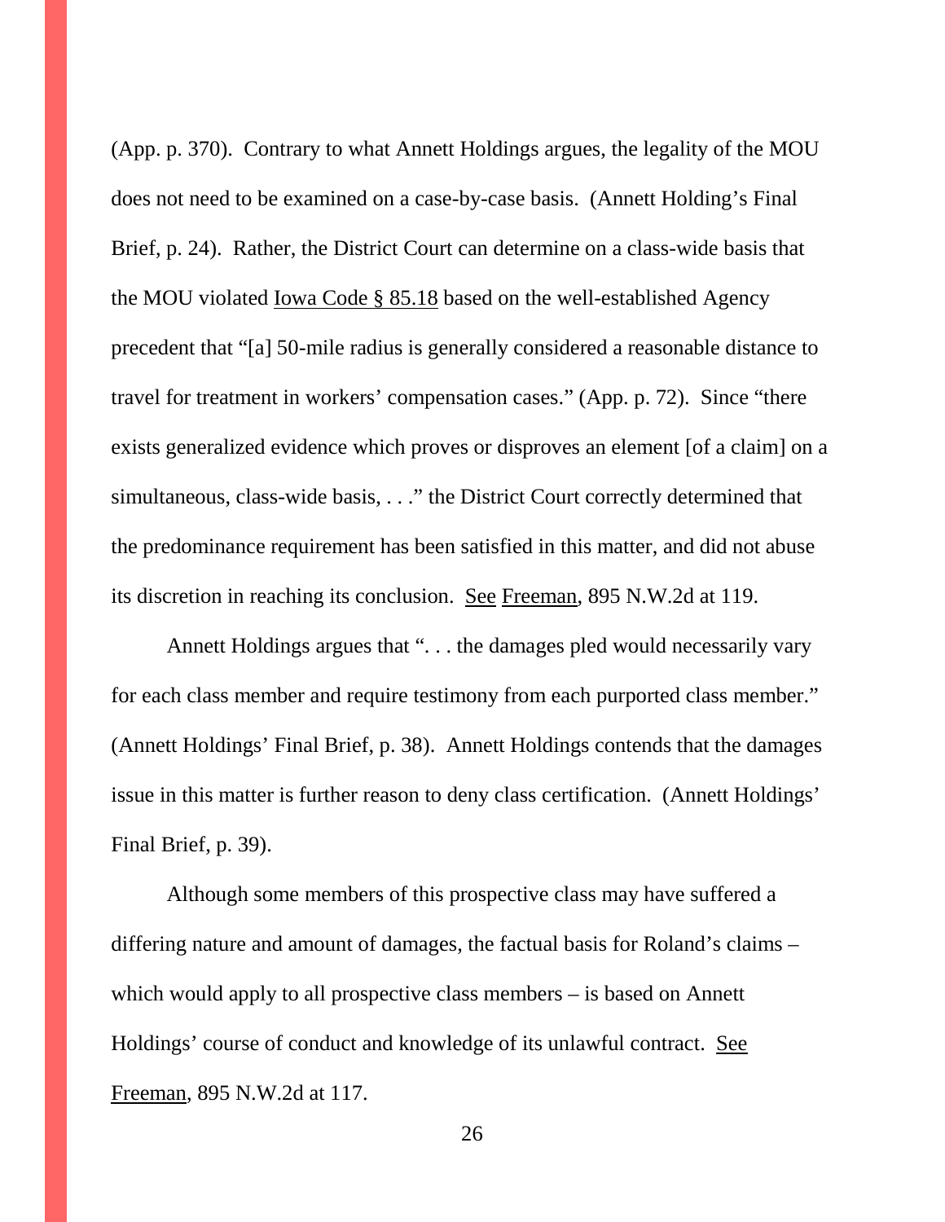(App. p. 370). Contrary to what Annett Holdings argues, the legality of the MOU does not need to be examined on a case-by-case basis. (Annett Holding's Final Brief, p. 24). Rather, the District Court can determine on a class-wide basis that the MOU violated Iowa Code § 85.18 based on the well-established Agency precedent that "[a] 50-mile radius is generally considered a reasonable distance to travel for treatment in workers' compensation cases." (App. p. 72). Since "there exists generalized evidence which proves or disproves an element [of a claim] on a simultaneous, class-wide basis, . . ." the District Court correctly determined that the predominance requirement has been satisfied in this matter, and did not abuse its discretion in reaching its conclusion. See Freeman, 895 N.W.2d at 119.

Annett Holdings argues that ". . . the damages pled would necessarily vary for each class member and require testimony from each purported class member." (Annett Holdings' Final Brief, p. 38). Annett Holdings contends that the damages issue in this matter is further reason to deny class certification. (Annett Holdings' Final Brief, p. 39).

Although some members of this prospective class may have suffered a differing nature and amount of damages, the factual basis for Roland's claims – which would apply to all prospective class members – is based on Annett Holdings' course of conduct and knowledge of its unlawful contract. See Freeman, 895 N.W.2d at 117.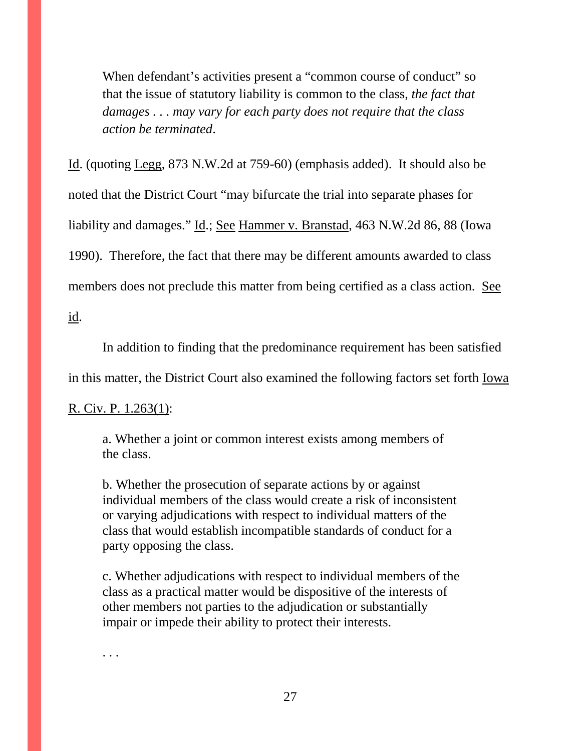> When defendant's activities present a "common course of conduct" so that the issue of statutory liability is common to the class, *the fact that damages . . . may vary for each party does not require that the class action be terminated*.

Id. (quoting Legg, 873 N.W.2d at 759-60) (emphasis added). It should also be noted that the District Court "may bifurcate the trial into separate phases for liability and damages." Id.; See Hammer v. Branstad, 463 N.W.2d 86, 88 (Iowa 1990). Therefore, the fact that there may be different amounts awarded to class members does not preclude this matter from being certified as a class action. See id.

In addition to finding that the predominance requirement has been satisfied in this matter, the District Court also examined the following factors set forth Iowa R. Civ. P. 1.263(1):

> a. Whether a joint or common interest exists among members of the class.
>
> b. Whether the prosecution of separate actions by or against individual members of the class would create a risk of inconsistent or varying adjudications with respect to individual matters of the class that would establish incompatible standards of conduct for a party opposing the class.
>
> c. Whether adjudications with respect to individual members of the class as a practical matter would be dispositive of the interests of other members not parties to the adjudication or substantially impair or impede their ability to protect their interests.
>
> . . .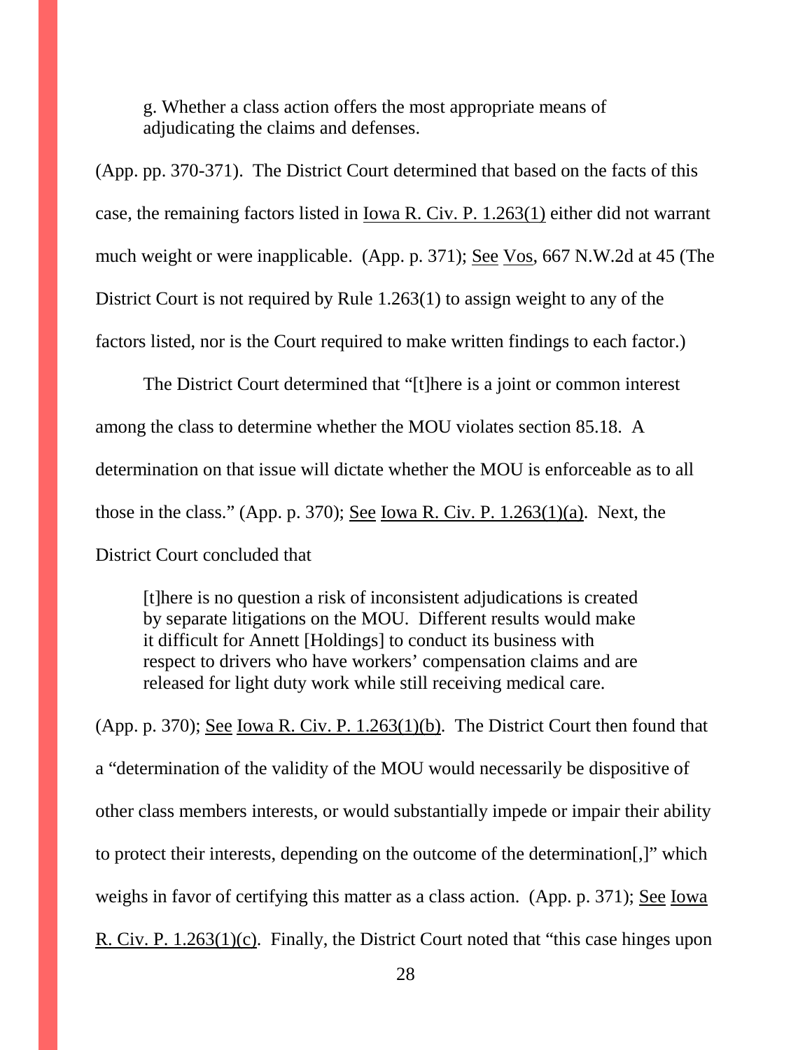> g. Whether a class action offers the most appropriate means of adjudicating the claims and defenses.

(App. pp. 370-371). The District Court determined that based on the facts of this case, the remaining factors listed in Iowa R. Civ. P. 1.263(1) either did not warrant much weight or were inapplicable. (App. p. 371); See Vos, 667 N.W.2d at 45 (The District Court is not required by Rule 1.263(1) to assign weight to any of the factors listed, nor is the Court required to make written findings to each factor.)

The District Court determined that "[t]here is a joint or common interest among the class to determine whether the MOU violates section 85.18. A determination on that issue will dictate whether the MOU is enforceable as to all those in the class." (App. p. 370); See Iowa R. Civ. P. 1.263(1)(a). Next, the District Court concluded that

> [t]here is no question a risk of inconsistent adjudications is created by separate litigations on the MOU. Different results would make it difficult for Annett [Holdings] to conduct its business with respect to drivers who have workers' compensation claims and are released for light duty work while still receiving medical care.

(App. p. 370); See Iowa R. Civ. P. 1.263(1)(b). The District Court then found that a "determination of the validity of the MOU would necessarily be dispositive of other class members interests, or would substantially impede or impair their ability to protect their interests, depending on the outcome of the determination[,]" which weighs in favor of certifying this matter as a class action. (App. p. 371); See Iowa R. Civ. P. 1.263(1)(c). Finally, the District Court noted that "this case hinges upon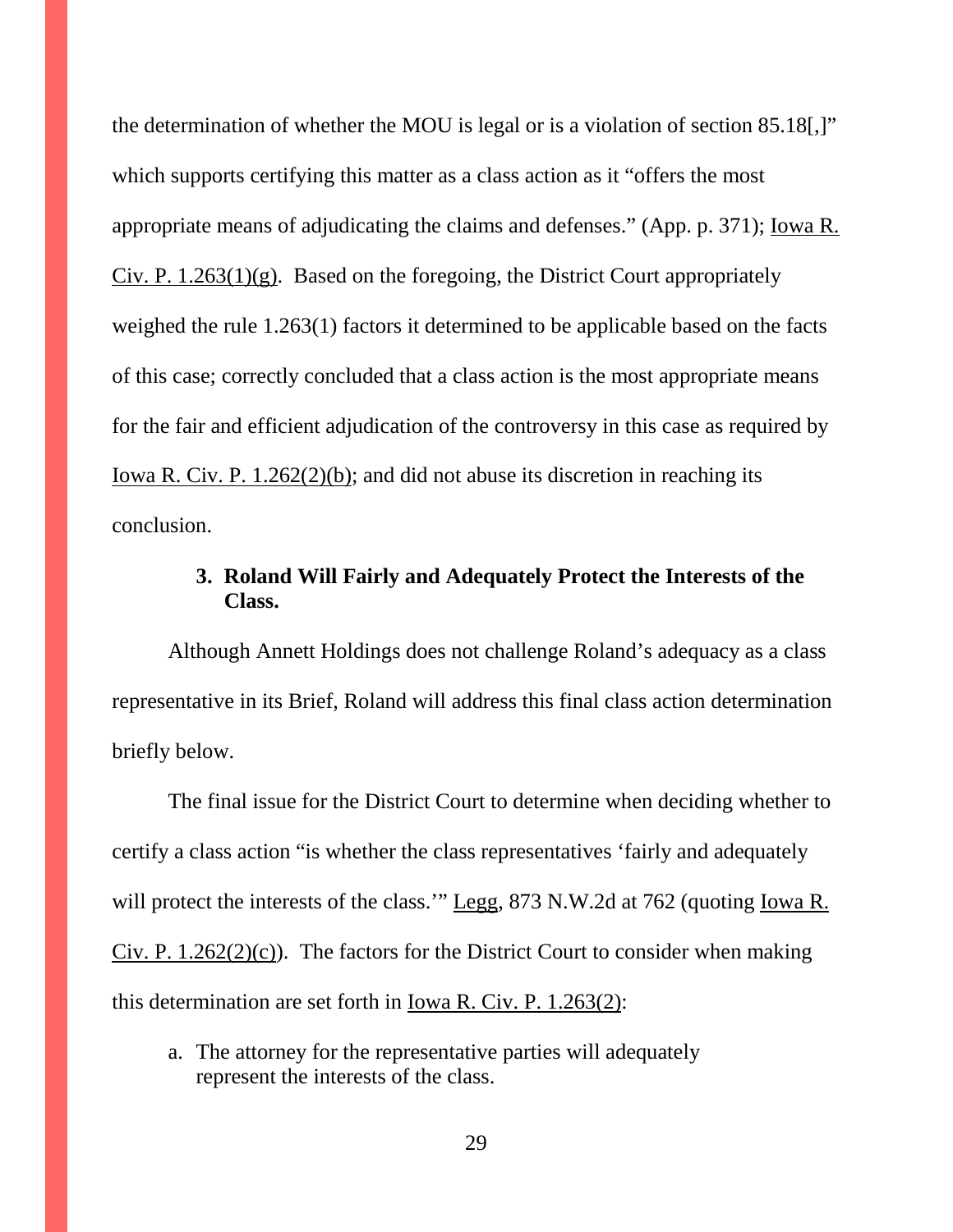the determination of whether the MOU is legal or is a violation of section 85.18[,]" which supports certifying this matter as a class action as it "offers the most appropriate means of adjudicating the claims and defenses." (App. p. 371); Iowa R. Civ. P. 1.263(1)(g). Based on the foregoing, the District Court appropriately weighed the rule 1.263(1) factors it determined to be applicable based on the facts of this case; correctly concluded that a class action is the most appropriate means for the fair and efficient adjudication of the controversy in this case as required by Iowa R. Civ. P. 1.262(2)(b); and did not abuse its discretion in reaching its conclusion.

### 3. Roland Will Fairly and Adequately Protect the Interests of the Class.

Although Annett Holdings does not challenge Roland's adequacy as a class representative in its Brief, Roland will address this final class action determination briefly below.

The final issue for the District Court to determine when deciding whether to certify a class action "is whether the class representatives 'fairly and adequately will protect the interests of the class.'" Legg, 873 N.W.2d at 762 (quoting Iowa R. Civ. P. 1.262(2)(c)). The factors for the District Court to consider when making this determination are set forth in Iowa R. Civ. P. 1.263(2):

a. The attorney for the representative parties will adequately represent the interests of the class.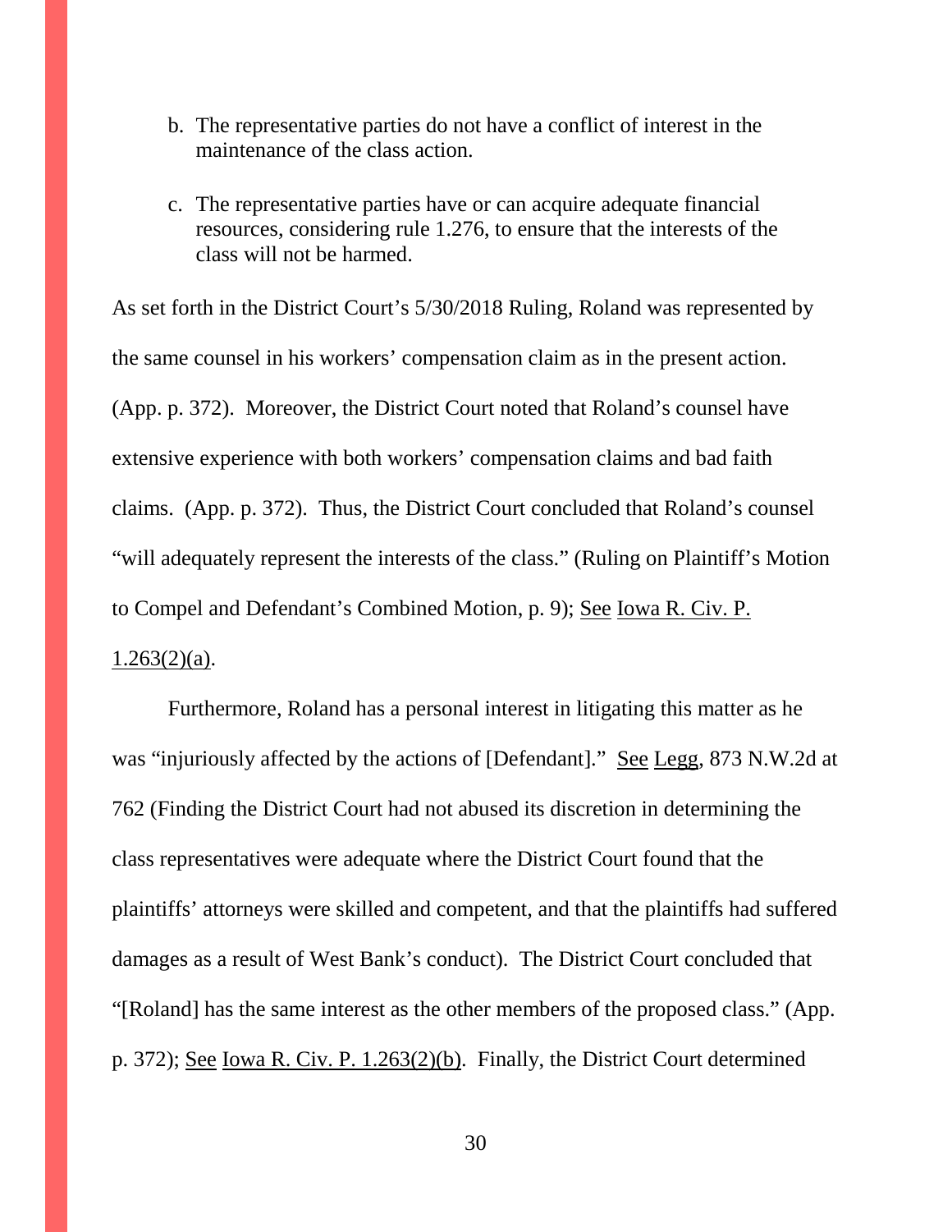b. The representative parties do not have a conflict of interest in the maintenance of the class action.

c. The representative parties have or can acquire adequate financial resources, considering rule 1.276, to ensure that the interests of the class will not be harmed.

As set forth in the District Court's 5/30/2018 Ruling, Roland was represented by the same counsel in his workers' compensation claim as in the present action. (App. p. 372). Moreover, the District Court noted that Roland's counsel have extensive experience with both workers' compensation claims and bad faith claims. (App. p. 372). Thus, the District Court concluded that Roland's counsel "will adequately represent the interests of the class." (Ruling on Plaintiff's Motion to Compel and Defendant's Combined Motion, p. 9); See Iowa R. Civ. P. 1.263(2)(a).

Furthermore, Roland has a personal interest in litigating this matter as he was "injuriously affected by the actions of [Defendant]." See Legg, 873 N.W.2d at 762 (Finding the District Court had not abused its discretion in determining the class representatives were adequate where the District Court found that the plaintiffs' attorneys were skilled and competent, and that the plaintiffs had suffered damages as a result of West Bank's conduct). The District Court concluded that "[Roland] has the same interest as the other members of the proposed class." (App. p. 372); See Iowa R. Civ. P. 1.263(2)(b). Finally, the District Court determined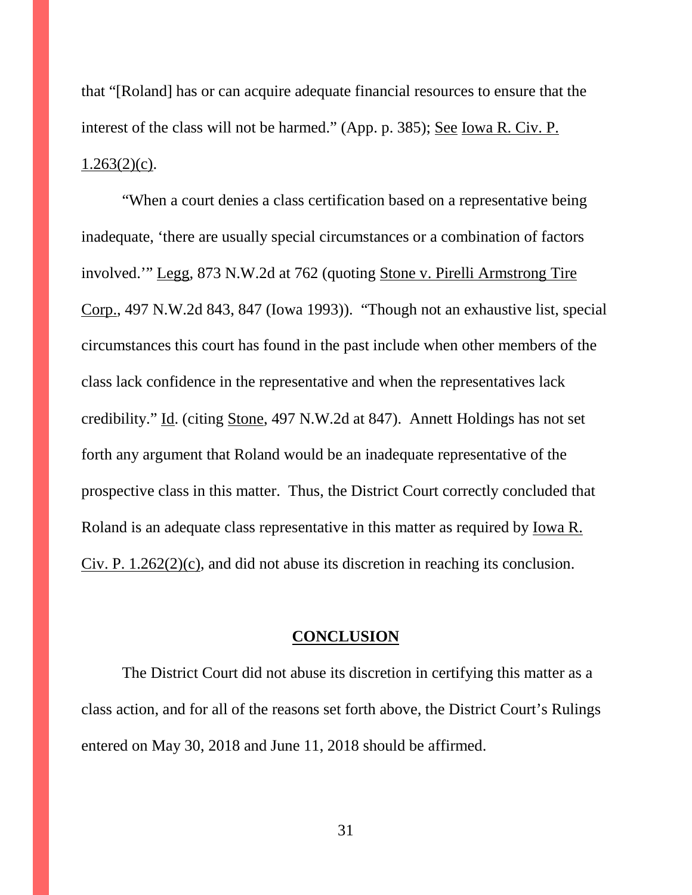that "[Roland] has or can acquire adequate financial resources to ensure that the interest of the class will not be harmed." (App. p. 385); See Iowa R. Civ. P. 1.263(2)(c).

"When a court denies a class certification based on a representative being inadequate, 'there are usually special circumstances or a combination of factors involved.'" Legg, 873 N.W.2d at 762 (quoting Stone v. Pirelli Armstrong Tire Corp., 497 N.W.2d 843, 847 (Iowa 1993)). "Though not an exhaustive list, special circumstances this court has found in the past include when other members of the class lack confidence in the representative and when the representatives lack credibility." Id. (citing Stone, 497 N.W.2d at 847). Annett Holdings has not set forth any argument that Roland would be an inadequate representative of the prospective class in this matter. Thus, the District Court correctly concluded that Roland is an adequate class representative in this matter as required by Iowa R. Civ. P. 1.262(2)(c), and did not abuse its discretion in reaching its conclusion.

## CONCLUSION

The District Court did not abuse its discretion in certifying this matter as a class action, and for all of the reasons set forth above, the District Court's Rulings entered on May 30, 2018 and June 11, 2018 should be affirmed.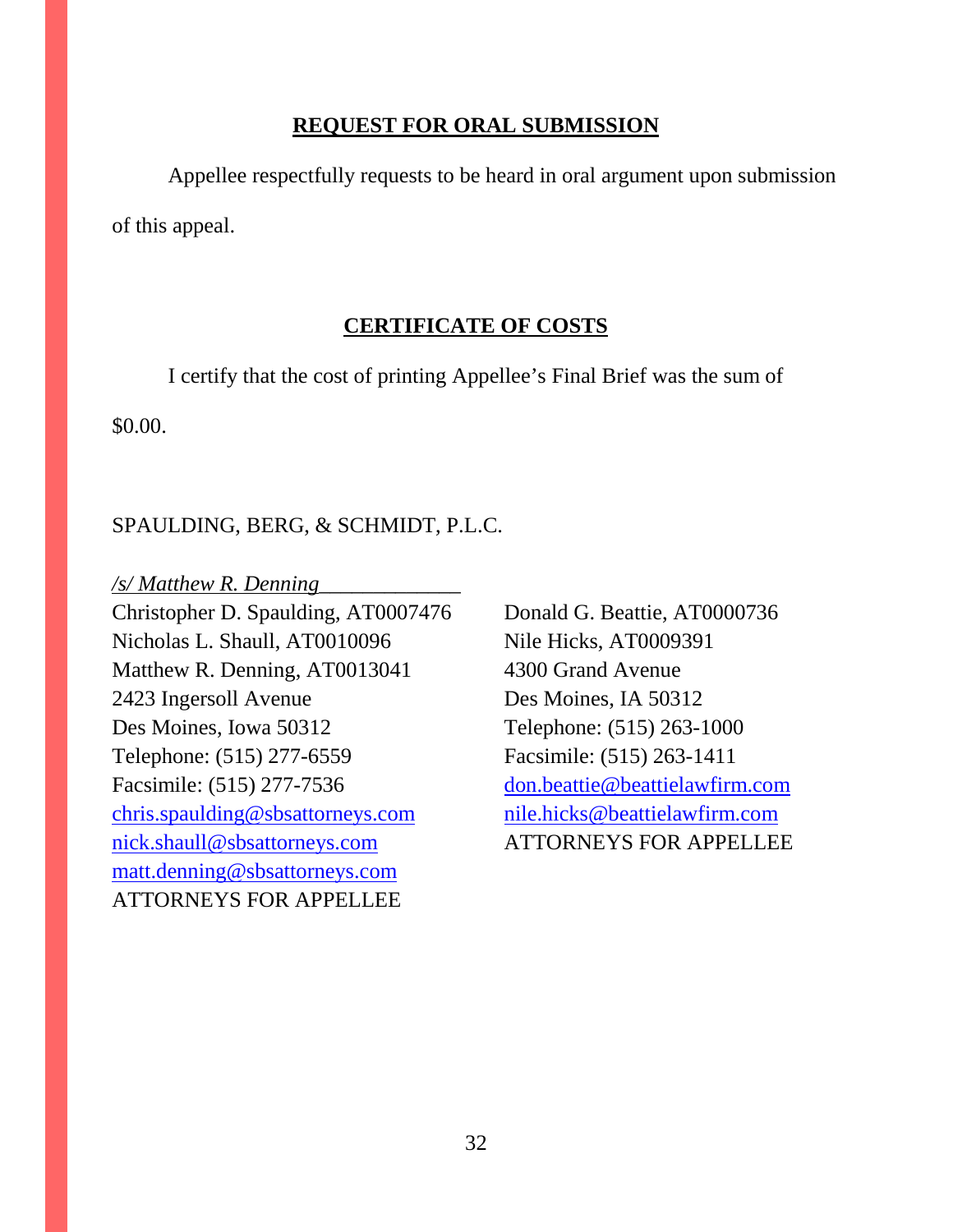## REQUEST FOR ORAL SUBMISSION

Appellee respectfully requests to be heard in oral argument upon submission of this appeal.

## CERTIFICATE OF COSTS

I certify that the cost of printing Appellee's Final Brief was the sum of $0.00.

SPAULDING, BERG, & SCHMIDT, P.L.C.

*/s/ Matthew R. Denning*______________

Christopher D. Spaulding, AT0007476
Nicholas L. Shaull, AT0010096
Matthew R. Denning, AT0013041
2423 Ingersoll Avenue
Des Moines, Iowa 50312
Telephone: (515) 277-6559
Facsimile: (515) 277-7536
chris.spaulding@sbsattorneys.com
nick.shaull@sbsattorneys.com
matt.denning@sbsattorneys.com
ATTORNEYS FOR APPELLEE

Donald G. Beattie, AT0000736
Nile Hicks, AT0009391
4300 Grand Avenue
Des Moines, IA 50312
Telephone: (515) 263-1000
Facsimile: (515) 263-1411
don.beattie@beattielawfirm.com
nile.hicks@beattielawfirm.com
ATTORNEYS FOR APPELLEE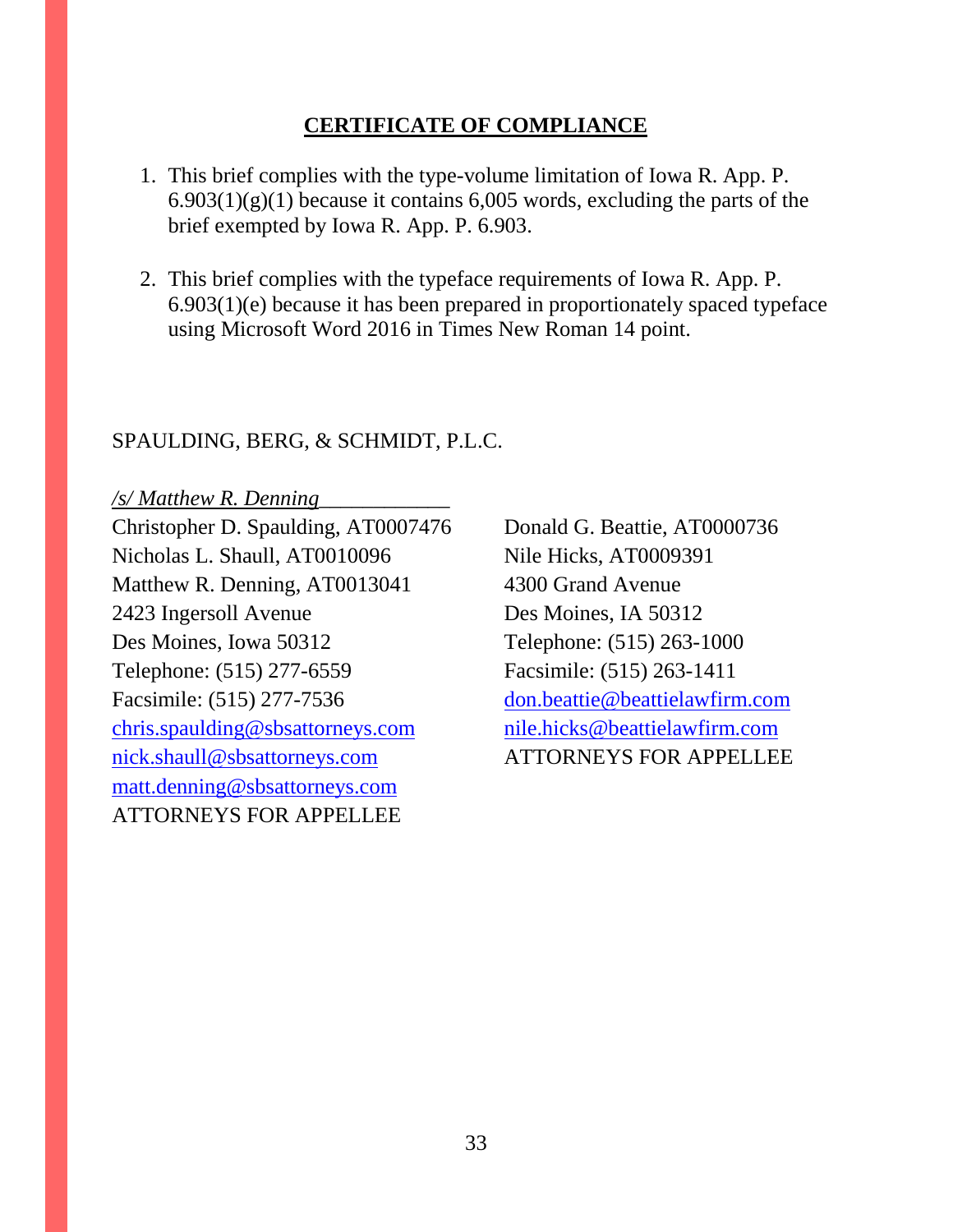## CERTIFICATE OF COMPLIANCE

1. This brief complies with the type-volume limitation of Iowa R. App. P. 6.903(1)(g)(1) because it contains 6,005 words, excluding the parts of the brief exempted by Iowa R. App. P. 6.903.

2. This brief complies with the typeface requirements of Iowa R. App. P. 6.903(1)(e) because it has been prepared in proportionately spaced typeface using Microsoft Word 2016 in Times New Roman 14 point.

SPAULDING, BERG, & SCHMIDT, P.L.C.

*/s/ Matthew R. Denning*\_\_\_\_\_\_\_\_\_\_\_\_
Christopher D. Spaulding, AT0007476
Nicholas L. Shaull, AT0010096
Matthew R. Denning, AT0013041
2423 Ingersoll Avenue
Des Moines, Iowa 50312
Telephone: (515) 277-6559
Facsimile: (515) 277-7536
chris.spaulding@sbsattorneys.com
nick.shaull@sbsattorneys.com
matt.denning@sbsattorneys.com
ATTORNEYS FOR APPELLEE

Donald G. Beattie, AT0000736
Nile Hicks, AT0009391
4300 Grand Avenue
Des Moines, IA 50312
Telephone: (515) 263-1000
Facsimile: (515) 263-1411
don.beattie@beattielawfirm.com
nile.hicks@beattielawfirm.com
ATTORNEYS FOR APPELLEE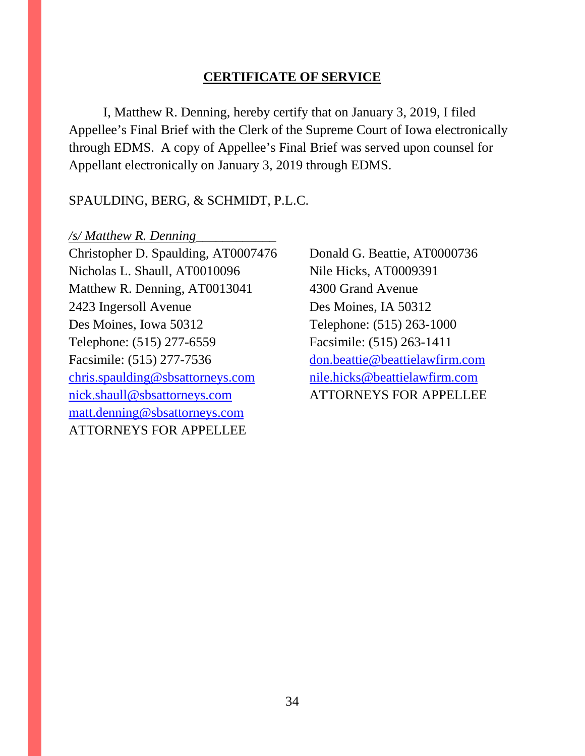## CERTIFICATE OF SERVICE

I, Matthew R. Denning, hereby certify that on January 3, 2019, I filed Appellee's Final Brief with the Clerk of the Supreme Court of Iowa electronically through EDMS. A copy of Appellee's Final Brief was served upon counsel for Appellant electronically on January 3, 2019 through EDMS.

SPAULDING, BERG, & SCHMIDT, P.L.C.

*/s/ Matthew R. Denning*____________

Christopher D. Spaulding, AT0007476
Nicholas L. Shaull, AT0010096
Matthew R. Denning, AT0013041
2423 Ingersoll Avenue
Des Moines, Iowa 50312
Telephone: (515) 277-6559
Facsimile: (515) 277-7536
chris.spaulding@sbsattorneys.com
nick.shaull@sbsattorneys.com
matt.denning@sbsattorneys.com
ATTORNEYS FOR APPELLEE

Donald G. Beattie, AT0000736
Nile Hicks, AT0009391
4300 Grand Avenue
Des Moines, IA 50312
Telephone: (515) 263-1000
Facsimile: (515) 263-1411
don.beattie@beattielawfirm.com
nile.hicks@beattielawfirm.com
ATTORNEYS FOR APPELLEE